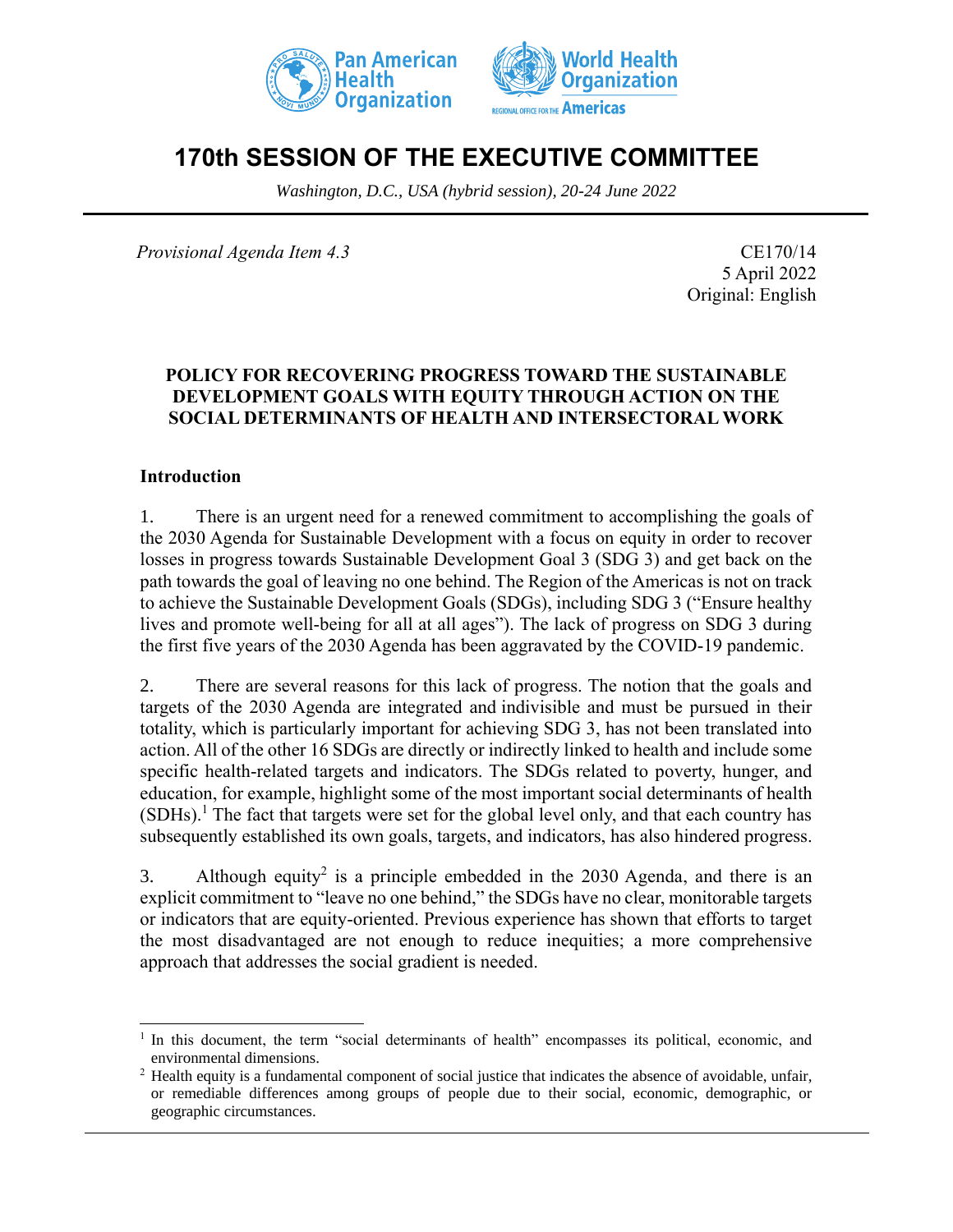# 170th SESSION OF THE EXECUTIVE COMMITTEE

*Washington, D.C., USA (hybrid session), 20-24 June 2022*

*Provisional Agenda Item 4.3*

CE170/14
5 April 2022
Original: English

## POLICY FOR RECOVERING PROGRESS TOWARD THE SUSTAINABLE DEVELOPMENT GOALS WITH EQUITY THROUGH ACTION ON THE SOCIAL DETERMINANTS OF HEALTH AND INTERSECTORAL WORK

### Introduction

1. There is an urgent need for a renewed commitment to accomplishing the goals of the 2030 Agenda for Sustainable Development with a focus on equity in order to recover losses in progress towards Sustainable Development Goal 3 (SDG 3) and get back on the path towards the goal of leaving no one behind. The Region of the Americas is not on track to achieve the Sustainable Development Goals (SDGs), including SDG 3 ("Ensure healthy lives and promote well-being for all at all ages"). The lack of progress on SDG 3 during the first five years of the 2030 Agenda has been aggravated by the COVID-19 pandemic.

2. There are several reasons for this lack of progress. The notion that the goals and targets of the 2030 Agenda are integrated and indivisible and must be pursued in their totality, which is particularly important for achieving SDG 3, has not been translated into action. All of the other 16 SDGs are directly or indirectly linked to health and include some specific health-related targets and indicators. The SDGs related to poverty, hunger, and education, for example, highlight some of the most important social determinants of health (SDHs).[1] The fact that targets were set for the global level only, and that each country has subsequently established its own goals, targets, and indicators, has also hindered progress.

3. Although equity[2] is a principle embedded in the 2030 Agenda, and there is an explicit commitment to "leave no one behind," the SDGs have no clear, monitorable targets or indicators that are equity-oriented. Previous experience has shown that efforts to target the most disadvantaged are not enough to reduce inequities; a more comprehensive approach that addresses the social gradient is needed.

---

[1] In this document, the term "social determinants of health" encompasses its political, economic, and environmental dimensions.

[2] Health equity is a fundamental component of social justice that indicates the absence of avoidable, unfair, or remediable differences among groups of people due to their social, economic, demographic, or geographic circumstances.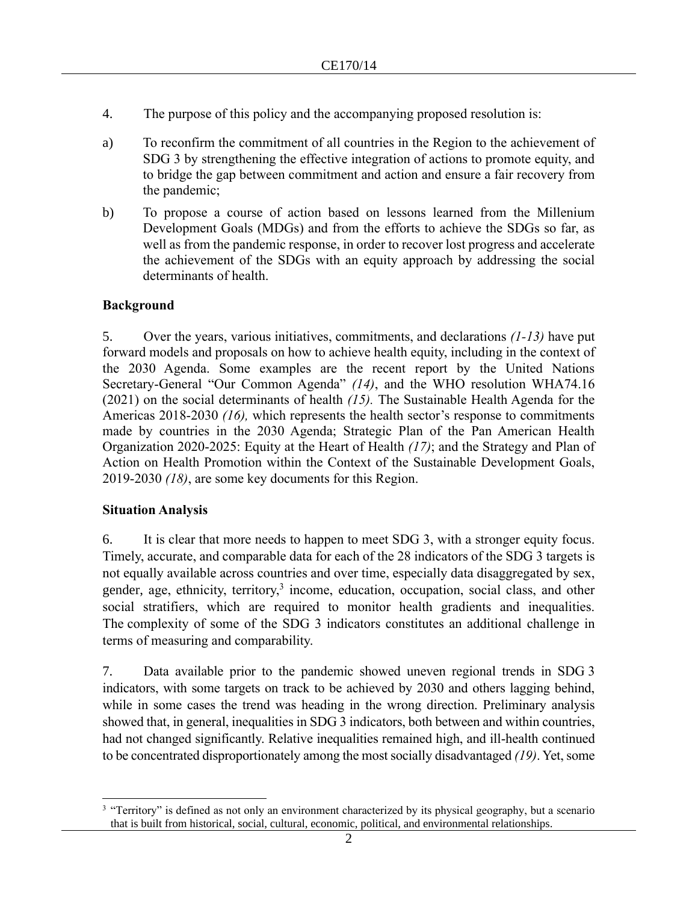4. The purpose of this policy and the accompanying proposed resolution is:

a) To reconfirm the commitment of all countries in the Region to the achievement of SDG 3 by strengthening the effective integration of actions to promote equity, and to bridge the gap between commitment and action and ensure a fair recovery from the pandemic;

b) To propose a course of action based on lessons learned from the Millenium Development Goals (MDGs) and from the efforts to achieve the SDGs so far, as well as from the pandemic response, in order to recover lost progress and accelerate the achievement of the SDGs with an equity approach by addressing the social determinants of health.

**Background**

5. Over the years, various initiatives, commitments, and declarations *(1-13)* have put forward models and proposals on how to achieve health equity, including in the context of the 2030 Agenda. Some examples are the recent report by the United Nations Secretary-General "Our Common Agenda" *(14)*, and the WHO resolution WHA74.16 (2021) on the social determinants of health *(15).* The Sustainable Health Agenda for the Americas 2018-2030 *(16),* which represents the health sector's response to commitments made by countries in the 2030 Agenda; Strategic Plan of the Pan American Health Organization 2020-2025: Equity at the Heart of Health *(17)*; and the Strategy and Plan of Action on Health Promotion within the Context of the Sustainable Development Goals, 2019-2030 *(18)*, are some key documents for this Region.

**Situation Analysis**

6. It is clear that more needs to happen to meet SDG 3, with a stronger equity focus. Timely, accurate, and comparable data for each of the 28 indicators of the SDG 3 targets is not equally available across countries and over time, especially data disaggregated by sex, gender, age, ethnicity, territory,[3] income, education, occupation, social class, and other social stratifiers, which are required to monitor health gradients and inequalities. The complexity of some of the SDG 3 indicators constitutes an additional challenge in terms of measuring and comparability.

7. Data available prior to the pandemic showed uneven regional trends in SDG 3 indicators, with some targets on track to be achieved by 2030 and others lagging behind, while in some cases the trend was heading in the wrong direction. Preliminary analysis showed that, in general, inequalities in SDG 3 indicators, both between and within countries, had not changed significantly. Relative inequalities remained high, and ill-health continued to be concentrated disproportionately among the most socially disadvantaged *(19)*. Yet, some

[3] "Territory" is defined as not only an environment characterized by its physical geography, but a scenario that is built from historical, social, cultural, economic, political, and environmental relationships.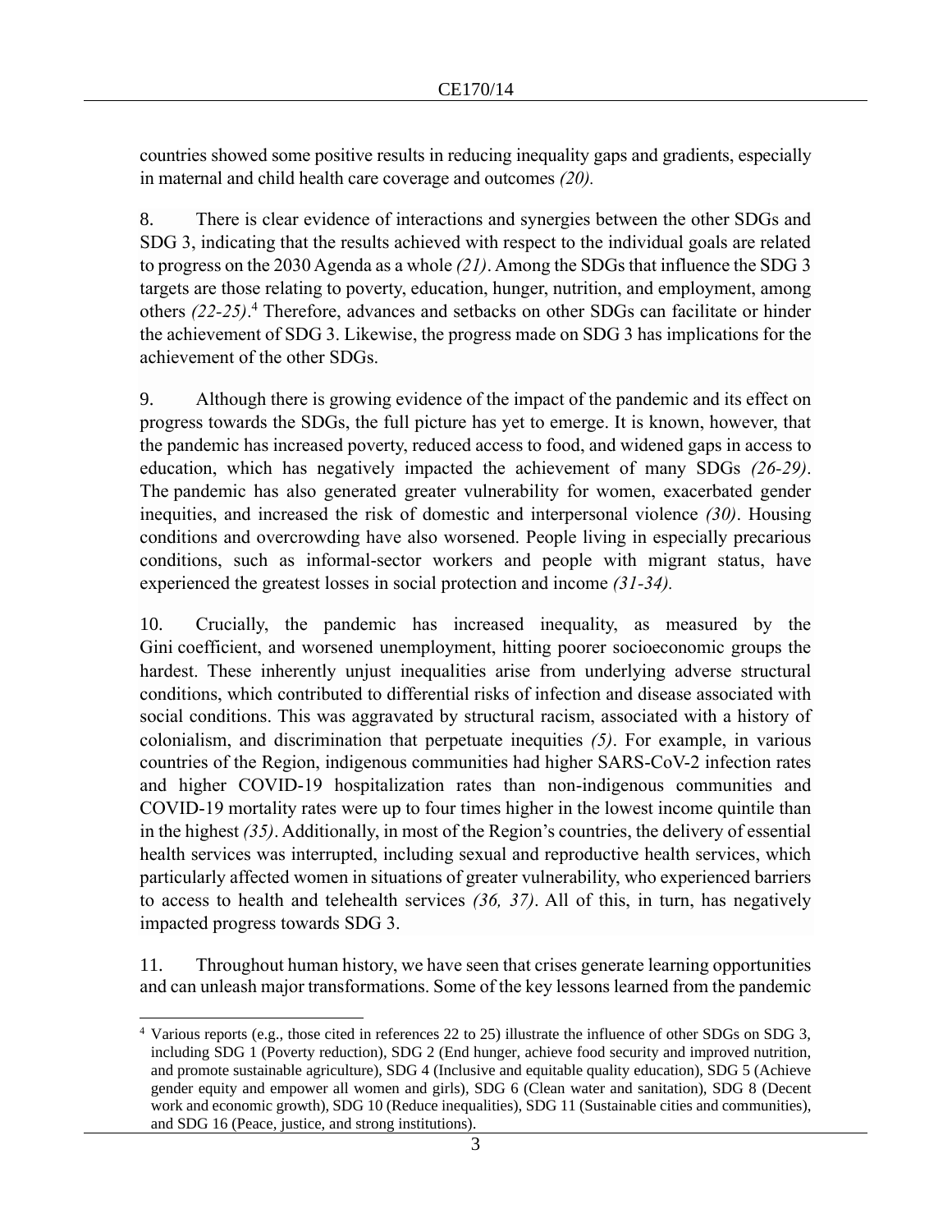countries showed some positive results in reducing inequality gaps and gradients, especially in maternal and child health care coverage and outcomes *(20).*

8. There is clear evidence of interactions and synergies between the other SDGs and SDG 3, indicating that the results achieved with respect to the individual goals are related to progress on the 2030 Agenda as a whole *(21)*. Among the SDGs that influence the SDG 3 targets are those relating to poverty, education, hunger, nutrition, and employment, among others *(22-25)*.[4] Therefore, advances and setbacks on other SDGs can facilitate or hinder the achievement of SDG 3. Likewise, the progress made on SDG 3 has implications for the achievement of the other SDGs.

9. Although there is growing evidence of the impact of the pandemic and its effect on progress towards the SDGs, the full picture has yet to emerge. It is known, however, that the pandemic has increased poverty, reduced access to food, and widened gaps in access to education, which has negatively impacted the achievement of many SDGs *(26-29)*. The pandemic has also generated greater vulnerability for women, exacerbated gender inequities, and increased the risk of domestic and interpersonal violence *(30)*. Housing conditions and overcrowding have also worsened. People living in especially precarious conditions, such as informal-sector workers and people with migrant status, have experienced the greatest losses in social protection and income *(31-34).*

10. Crucially, the pandemic has increased inequality, as measured by the Gini coefficient, and worsened unemployment, hitting poorer socioeconomic groups the hardest. These inherently unjust inequalities arise from underlying adverse structural conditions, which contributed to differential risks of infection and disease associated with social conditions. This was aggravated by structural racism, associated with a history of colonialism, and discrimination that perpetuate inequities *(5)*. For example, in various countries of the Region, indigenous communities had higher SARS-CoV-2 infection rates and higher COVID-19 hospitalization rates than non-indigenous communities and COVID-19 mortality rates were up to four times higher in the lowest income quintile than in the highest *(35)*. Additionally, in most of the Region's countries, the delivery of essential health services was interrupted, including sexual and reproductive health services, which particularly affected women in situations of greater vulnerability, who experienced barriers to access to health and telehealth services *(36, 37)*. All of this, in turn, has negatively impacted progress towards SDG 3.

11. Throughout human history, we have seen that crises generate learning opportunities and can unleash major transformations. Some of the key lessons learned from the pandemic

---

[4] Various reports (e.g., those cited in references 22 to 25) illustrate the influence of other SDGs on SDG 3, including SDG 1 (Poverty reduction), SDG 2 (End hunger, achieve food security and improved nutrition, and promote sustainable agriculture), SDG 4 (Inclusive and equitable quality education), SDG 5 (Achieve gender equity and empower all women and girls), SDG 6 (Clean water and sanitation), SDG 8 (Decent work and economic growth), SDG 10 (Reduce inequalities), SDG 11 (Sustainable cities and communities), and SDG 16 (Peace, justice, and strong institutions).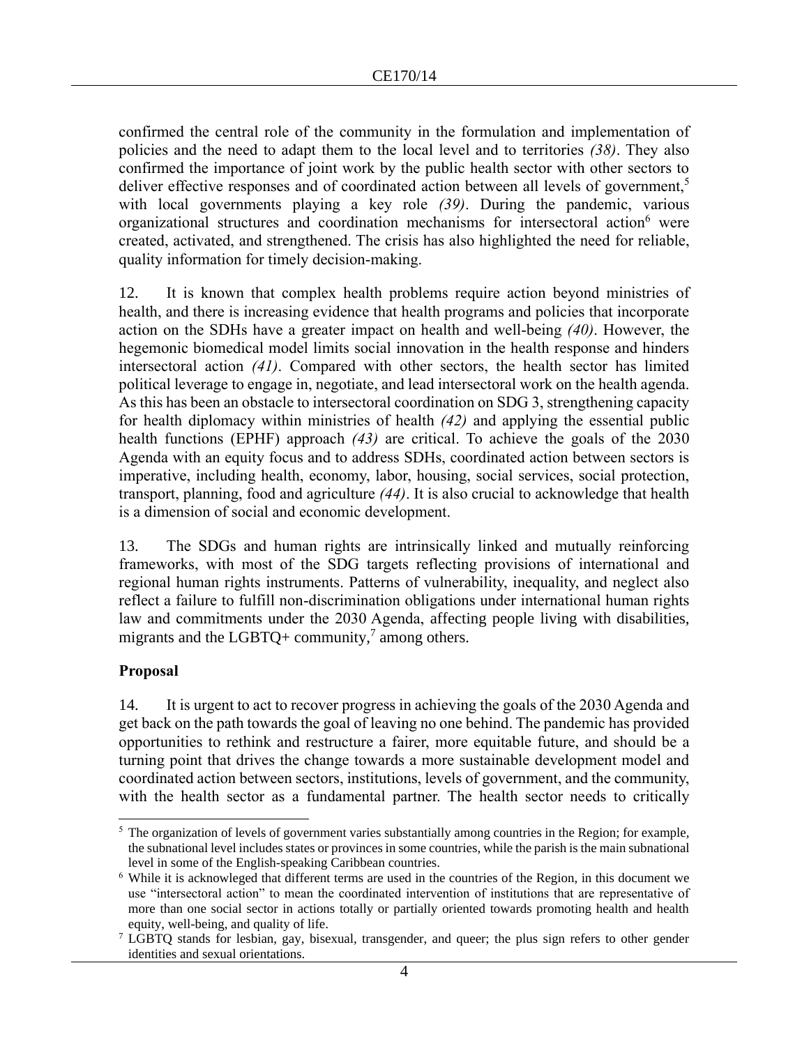confirmed the central role of the community in the formulation and implementation of policies and the need to adapt them to the local level and to territories *(38)*. They also confirmed the importance of joint work by the public health sector with other sectors to deliver effective responses and of coordinated action between all levels of government,[5] with local governments playing a key role *(39)*. During the pandemic, various organizational structures and coordination mechanisms for intersectoral action[6] were created, activated, and strengthened. The crisis has also highlighted the need for reliable, quality information for timely decision-making.

12. It is known that complex health problems require action beyond ministries of health, and there is increasing evidence that health programs and policies that incorporate action on the SDHs have a greater impact on health and well-being *(40)*. However, the hegemonic biomedical model limits social innovation in the health response and hinders intersectoral action *(41)*. Compared with other sectors, the health sector has limited political leverage to engage in, negotiate, and lead intersectoral work on the health agenda. As this has been an obstacle to intersectoral coordination on SDG 3, strengthening capacity for health diplomacy within ministries of health *(42)* and applying the essential public health functions (EPHF) approach *(43)* are critical. To achieve the goals of the 2030 Agenda with an equity focus and to address SDHs, coordinated action between sectors is imperative, including health, economy, labor, housing, social services, social protection, transport, planning, food and agriculture *(44)*. It is also crucial to acknowledge that health is a dimension of social and economic development.

13. The SDGs and human rights are intrinsically linked and mutually reinforcing frameworks, with most of the SDG targets reflecting provisions of international and regional human rights instruments. Patterns of vulnerability, inequality, and neglect also reflect a failure to fulfill non-discrimination obligations under international human rights law and commitments under the 2030 Agenda, affecting people living with disabilities, migrants and the LGBTQ+ community,[7] among others.

**Proposal**

14. It is urgent to act to recover progress in achieving the goals of the 2030 Agenda and get back on the path towards the goal of leaving no one behind. The pandemic has provided opportunities to rethink and restructure a fairer, more equitable future, and should be a turning point that drives the change towards a more sustainable development model and coordinated action between sectors, institutions, levels of government, and the community, with the health sector as a fundamental partner. The health sector needs to critically

---

[5] The organization of levels of government varies substantially among countries in the Region; for example, the subnational level includes states or provinces in some countries, while the parish is the main subnational level in some of the English-speaking Caribbean countries.

[6] While it is acknowleged that different terms are used in the countries of the Region, in this document we use "intersectoral action" to mean the coordinated intervention of institutions that are representative of more than one social sector in actions totally or partially oriented towards promoting health and health equity, well-being, and quality of life.

[7] LGBTQ stands for lesbian, gay, bisexual, transgender, and queer; the plus sign refers to other gender identities and sexual orientations.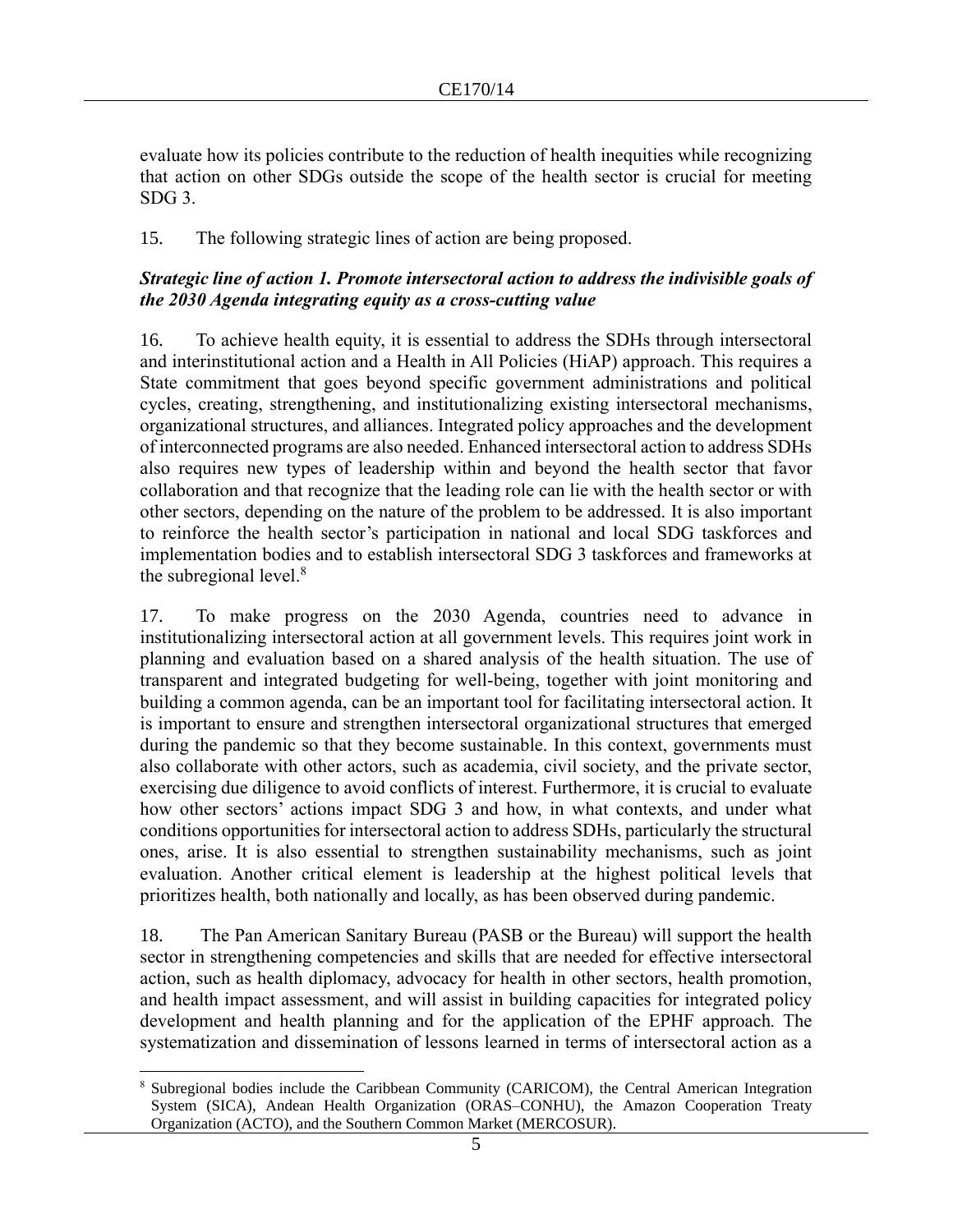evaluate how its policies contribute to the reduction of health inequities while recognizing that action on other SDGs outside the scope of the health sector is crucial for meeting SDG 3.

15. The following strategic lines of action are being proposed.

***Strategic line of action 1. Promote intersectoral action to address the indivisible goals of the 2030 Agenda integrating equity as a cross-cutting value***

16. To achieve health equity, it is essential to address the SDHs through intersectoral and interinstitutional action and a Health in All Policies (HiAP) approach. This requires a State commitment that goes beyond specific government administrations and political cycles, creating, strengthening, and institutionalizing existing intersectoral mechanisms, organizational structures, and alliances. Integrated policy approaches and the development of interconnected programs are also needed. Enhanced intersectoral action to address SDHs also requires new types of leadership within and beyond the health sector that favor collaboration and that recognize that the leading role can lie with the health sector or with other sectors, depending on the nature of the problem to be addressed. It is also important to reinforce the health sector's participation in national and local SDG taskforces and implementation bodies and to establish intersectoral SDG 3 taskforces and frameworks at the subregional level.[8]

17. To make progress on the 2030 Agenda, countries need to advance in institutionalizing intersectoral action at all government levels. This requires joint work in planning and evaluation based on a shared analysis of the health situation. The use of transparent and integrated budgeting for well-being, together with joint monitoring and building a common agenda, can be an important tool for facilitating intersectoral action. It is important to ensure and strengthen intersectoral organizational structures that emerged during the pandemic so that they become sustainable. In this context, governments must also collaborate with other actors, such as academia, civil society, and the private sector, exercising due diligence to avoid conflicts of interest. Furthermore, it is crucial to evaluate how other sectors' actions impact SDG 3 and how, in what contexts, and under what conditions opportunities for intersectoral action to address SDHs, particularly the structural ones, arise. It is also essential to strengthen sustainability mechanisms, such as joint evaluation. Another critical element is leadership at the highest political levels that prioritizes health, both nationally and locally, as has been observed during pandemic.

18. The Pan American Sanitary Bureau (PASB or the Bureau) will support the health sector in strengthening competencies and skills that are needed for effective intersectoral action, such as health diplomacy, advocacy for health in other sectors, health promotion, and health impact assessment, and will assist in building capacities for integrated policy development and health planning and for the application of the EPHF approach. The systematization and dissemination of lessons learned in terms of intersectoral action as a

---

[8] Subregional bodies include the Caribbean Community (CARICOM), the Central American Integration System (SICA), Andean Health Organization (ORAS–CONHU), the Amazon Cooperation Treaty Organization (ACTO), and the Southern Common Market (MERCOSUR).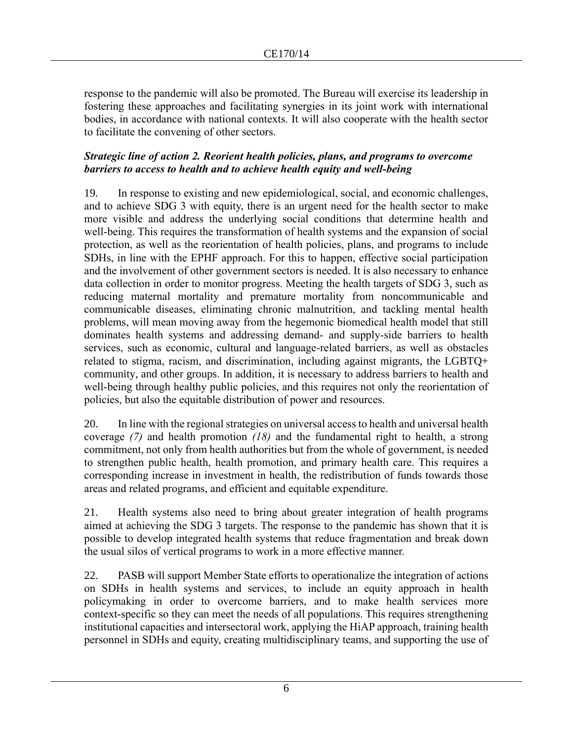response to the pandemic will also be promoted. The Bureau will exercise its leadership in fostering these approaches and facilitating synergies in its joint work with international bodies, in accordance with national contexts. It will also cooperate with the health sector to facilitate the convening of other sectors.

***Strategic line of action 2. Reorient health policies, plans, and programs to overcome barriers to access to health and to achieve health equity and well-being***

19. In response to existing and new epidemiological, social, and economic challenges, and to achieve SDG 3 with equity, there is an urgent need for the health sector to make more visible and address the underlying social conditions that determine health and well-being. This requires the transformation of health systems and the expansion of social protection, as well as the reorientation of health policies, plans, and programs to include SDHs, in line with the EPHF approach. For this to happen, effective social participation and the involvement of other government sectors is needed. It is also necessary to enhance data collection in order to monitor progress. Meeting the health targets of SDG 3, such as reducing maternal mortality and premature mortality from noncommunicable and communicable diseases, eliminating chronic malnutrition, and tackling mental health problems, will mean moving away from the hegemonic biomedical health model that still dominates health systems and addressing demand- and supply-side barriers to health services, such as economic, cultural and language-related barriers, as well as obstacles related to stigma, racism, and discrimination, including against migrants, the LGBTQ+ community, and other groups. In addition, it is necessary to address barriers to health and well-being through healthy public policies, and this requires not only the reorientation of policies, but also the equitable distribution of power and resources.

20. In line with the regional strategies on universal access to health and universal health coverage *(7)* and health promotion *(18)* and the fundamental right to health, a strong commitment, not only from health authorities but from the whole of government, is needed to strengthen public health, health promotion, and primary health care. This requires a corresponding increase in investment in health, the redistribution of funds towards those areas and related programs, and efficient and equitable expenditure.

21. Health systems also need to bring about greater integration of health programs aimed at achieving the SDG 3 targets. The response to the pandemic has shown that it is possible to develop integrated health systems that reduce fragmentation and break down the usual silos of vertical programs to work in a more effective manner.

22. PASB will support Member State efforts to operationalize the integration of actions on SDHs in health systems and services, to include an equity approach in health policymaking in order to overcome barriers, and to make health services more context-specific so they can meet the needs of all populations. This requires strengthening institutional capacities and intersectoral work, applying the HiAP approach, training health personnel in SDHs and equity, creating multidisciplinary teams, and supporting the use of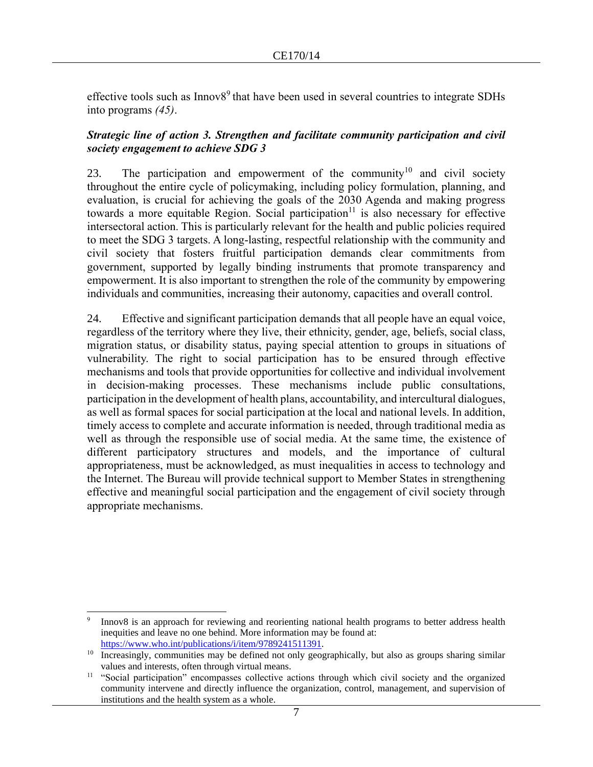effective tools such as Innov8[9] that have been used in several countries to integrate SDHs into programs *(45)*.

***Strategic line of action 3. Strengthen and facilitate community participation and civil society engagement to achieve SDG 3***

23. The participation and empowerment of the community[10] and civil society throughout the entire cycle of policymaking, including policy formulation, planning, and evaluation, is crucial for achieving the goals of the 2030 Agenda and making progress towards a more equitable Region. Social participation[11] is also necessary for effective intersectoral action. This is particularly relevant for the health and public policies required to meet the SDG 3 targets. A long-lasting, respectful relationship with the community and civil society that fosters fruitful participation demands clear commitments from government, supported by legally binding instruments that promote transparency and empowerment. It is also important to strengthen the role of the community by empowering individuals and communities, increasing their autonomy, capacities and overall control.

24. Effective and significant participation demands that all people have an equal voice, regardless of the territory where they live, their ethnicity, gender, age, beliefs, social class, migration status, or disability status, paying special attention to groups in situations of vulnerability. The right to social participation has to be ensured through effective mechanisms and tools that provide opportunities for collective and individual involvement in decision-making processes. These mechanisms include public consultations, participation in the development of health plans, accountability, and intercultural dialogues, as well as formal spaces for social participation at the local and national levels. In addition, timely access to complete and accurate information is needed, through traditional media as well as through the responsible use of social media. At the same time, the existence of different participatory structures and models, and the importance of cultural appropriateness, must be acknowledged, as must inequalities in access to technology and the Internet. The Bureau will provide technical support to Member States in strengthening effective and meaningful social participation and the engagement of civil society through appropriate mechanisms.

---

[9] Innov8 is an approach for reviewing and reorienting national health programs to better address health inequities and leave no one behind. More information may be found at: https://www.who.int/publications/i/item/9789241511391.

[10] Increasingly, communities may be defined not only geographically, but also as groups sharing similar values and interests, often through virtual means.

[11] "Social participation" encompasses collective actions through which civil society and the organized community intervene and directly influence the organization, control, management, and supervision of institutions and the health system as a whole.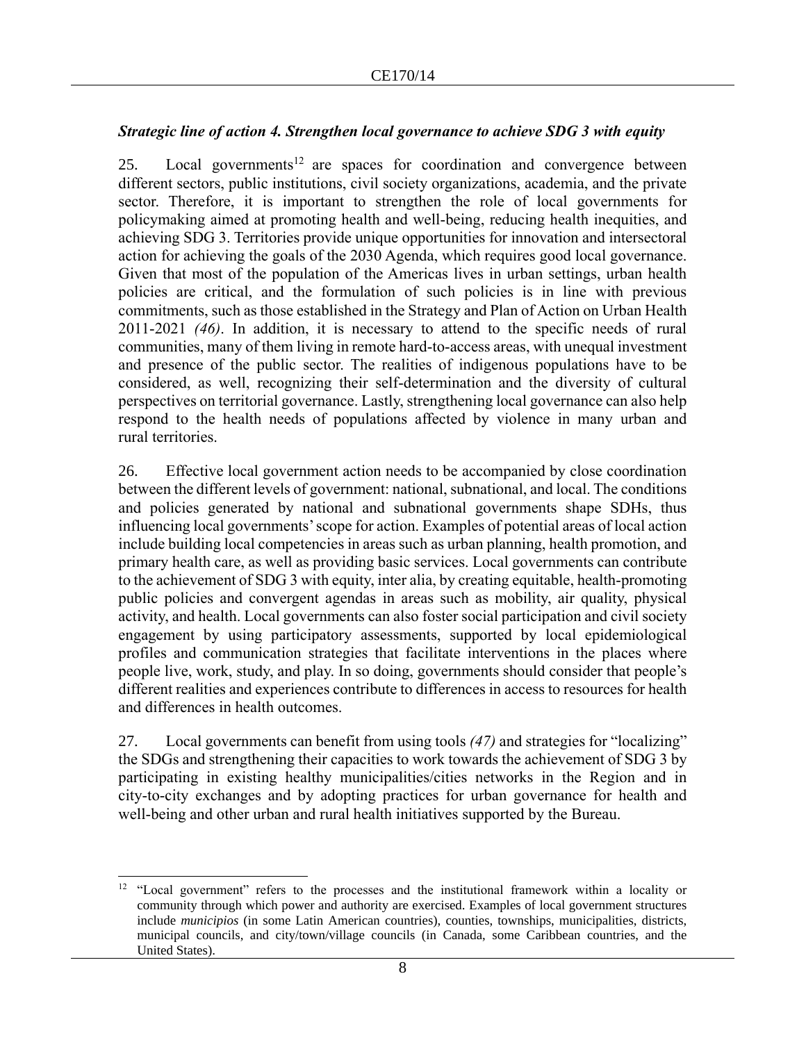### *Strategic line of action 4. Strengthen local governance to achieve SDG 3 with equity*

25. Local governments[12] are spaces for coordination and convergence between different sectors, public institutions, civil society organizations, academia, and the private sector. Therefore, it is important to strengthen the role of local governments for policymaking aimed at promoting health and well-being, reducing health inequities, and achieving SDG 3. Territories provide unique opportunities for innovation and intersectoral action for achieving the goals of the 2030 Agenda, which requires good local governance. Given that most of the population of the Americas lives in urban settings, urban health policies are critical, and the formulation of such policies is in line with previous commitments, such as those established in the Strategy and Plan of Action on Urban Health 2011-2021 *(46)*. In addition, it is necessary to attend to the specific needs of rural communities, many of them living in remote hard-to-access areas, with unequal investment and presence of the public sector. The realities of indigenous populations have to be considered, as well, recognizing their self-determination and the diversity of cultural perspectives on territorial governance. Lastly, strengthening local governance can also help respond to the health needs of populations affected by violence in many urban and rural territories.

26. Effective local government action needs to be accompanied by close coordination between the different levels of government: national, subnational, and local. The conditions and policies generated by national and subnational governments shape SDHs, thus influencing local governments' scope for action. Examples of potential areas of local action include building local competencies in areas such as urban planning, health promotion, and primary health care, as well as providing basic services. Local governments can contribute to the achievement of SDG 3 with equity, inter alia, by creating equitable, health-promoting public policies and convergent agendas in areas such as mobility, air quality, physical activity, and health. Local governments can also foster social participation and civil society engagement by using participatory assessments, supported by local epidemiological profiles and communication strategies that facilitate interventions in the places where people live, work, study, and play. In so doing, governments should consider that people's different realities and experiences contribute to differences in access to resources for health and differences in health outcomes.

27. Local governments can benefit from using tools *(47)* and strategies for "localizing" the SDGs and strengthening their capacities to work towards the achievement of SDG 3 by participating in existing healthy municipalities/cities networks in the Region and in city-to-city exchanges and by adopting practices for urban governance for health and well-being and other urban and rural health initiatives supported by the Bureau.

---

[12] "Local government" refers to the processes and the institutional framework within a locality or community through which power and authority are exercised. Examples of local government structures include *municipios* (in some Latin American countries), counties, townships, municipalities, districts, municipal councils, and city/town/village councils (in Canada, some Caribbean countries, and the United States).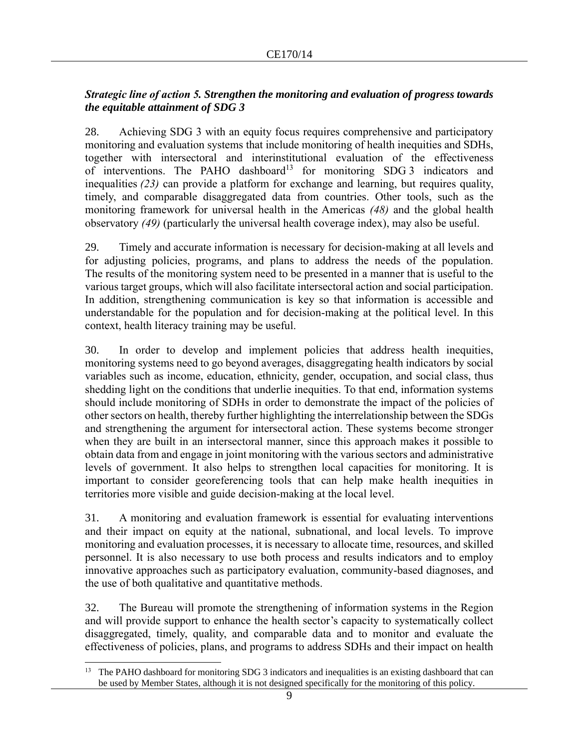***Strategic line of action 5. Strengthen the monitoring and evaluation of progress towards the equitable attainment of SDG 3***

28. Achieving SDG 3 with an equity focus requires comprehensive and participatory monitoring and evaluation systems that include monitoring of health inequities and SDHs, together with intersectoral and interinstitutional evaluation of the effectiveness of interventions. The PAHO dashboard[13] for monitoring SDG 3 indicators and inequalities *(23)* can provide a platform for exchange and learning, but requires quality, timely, and comparable disaggregated data from countries. Other tools, such as the monitoring framework for universal health in the Americas *(48)* and the global health observatory *(49)* (particularly the universal health coverage index), may also be useful.

29. Timely and accurate information is necessary for decision-making at all levels and for adjusting policies, programs, and plans to address the needs of the population. The results of the monitoring system need to be presented in a manner that is useful to the various target groups, which will also facilitate intersectoral action and social participation. In addition, strengthening communication is key so that information is accessible and understandable for the population and for decision-making at the political level. In this context, health literacy training may be useful.

30. In order to develop and implement policies that address health inequities, monitoring systems need to go beyond averages, disaggregating health indicators by social variables such as income, education, ethnicity, gender, occupation, and social class, thus shedding light on the conditions that underlie inequities. To that end, information systems should include monitoring of SDHs in order to demonstrate the impact of the policies of other sectors on health, thereby further highlighting the interrelationship between the SDGs and strengthening the argument for intersectoral action. These systems become stronger when they are built in an intersectoral manner, since this approach makes it possible to obtain data from and engage in joint monitoring with the various sectors and administrative levels of government. It also helps to strengthen local capacities for monitoring. It is important to consider georeferencing tools that can help make health inequities in territories more visible and guide decision-making at the local level.

31. A monitoring and evaluation framework is essential for evaluating interventions and their impact on equity at the national, subnational, and local levels. To improve monitoring and evaluation processes, it is necessary to allocate time, resources, and skilled personnel. It is also necessary to use both process and results indicators and to employ innovative approaches such as participatory evaluation, community-based diagnoses, and the use of both qualitative and quantitative methods.

32. The Bureau will promote the strengthening of information systems in the Region and will provide support to enhance the health sector's capacity to systematically collect disaggregated, timely, quality, and comparable data and to monitor and evaluate the effectiveness of policies, plans, and programs to address SDHs and their impact on health

---

[13] The PAHO dashboard for monitoring SDG 3 indicators and inequalities is an existing dashboard that can be used by Member States, although it is not designed specifically for the monitoring of this policy.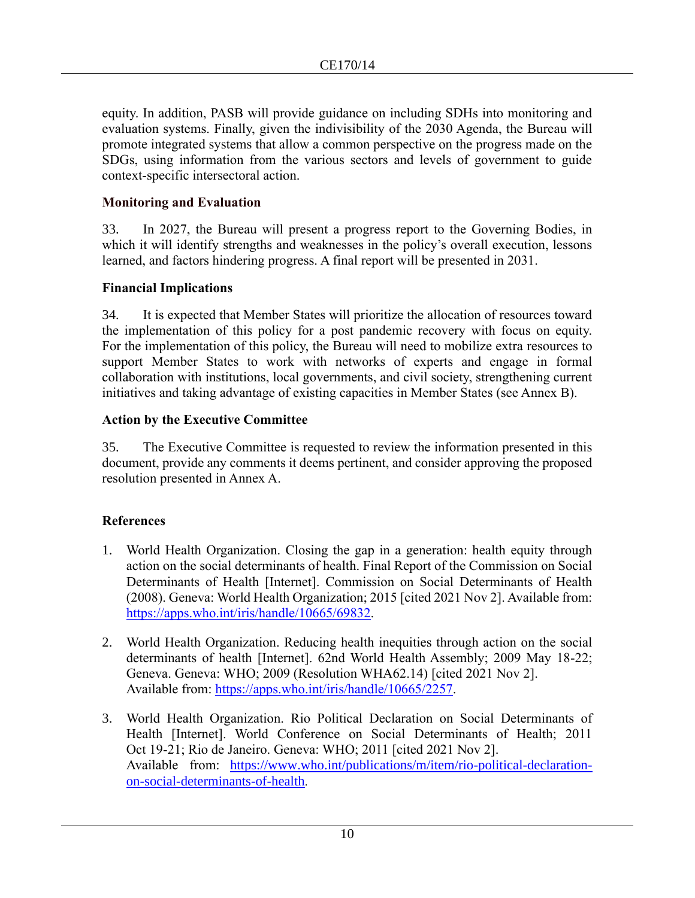equity. In addition, PASB will provide guidance on including SDHs into monitoring and evaluation systems. Finally, given the indivisibility of the 2030 Agenda, the Bureau will promote integrated systems that allow a common perspective on the progress made on the SDGs, using information from the various sectors and levels of government to guide context-specific intersectoral action.

### Monitoring and Evaluation

33. In 2027, the Bureau will present a progress report to the Governing Bodies, in which it will identify strengths and weaknesses in the policy's overall execution, lessons learned, and factors hindering progress. A final report will be presented in 2031.

### Financial Implications

34. It is expected that Member States will prioritize the allocation of resources toward the implementation of this policy for a post pandemic recovery with focus on equity. For the implementation of this policy, the Bureau will need to mobilize extra resources to support Member States to work with networks of experts and engage in formal collaboration with institutions, local governments, and civil society, strengthening current initiatives and taking advantage of existing capacities in Member States (see Annex B).

### Action by the Executive Committee

35. The Executive Committee is requested to review the information presented in this document, provide any comments it deems pertinent, and consider approving the proposed resolution presented in Annex A.

### References

1. World Health Organization. Closing the gap in a generation: health equity through action on the social determinants of health. Final Report of the Commission on Social Determinants of Health [Internet]. Commission on Social Determinants of Health (2008). Geneva: World Health Organization; 2015 [cited 2021 Nov 2]. Available from: https://apps.who.int/iris/handle/10665/69832.

2. World Health Organization. Reducing health inequities through action on the social determinants of health [Internet]. 62nd World Health Assembly; 2009 May 18-22; Geneva. Geneva: WHO; 2009 (Resolution WHA62.14) [cited 2021 Nov 2]. Available from: https://apps.who.int/iris/handle/10665/2257.

3. World Health Organization. Rio Political Declaration on Social Determinants of Health [Internet]. World Conference on Social Determinants of Health; 2011 Oct 19-21; Rio de Janeiro. Geneva: WHO; 2011 [cited 2021 Nov 2]. Available from: https://www.who.int/publications/m/item/rio-political-declaration-on-social-determinants-of-health.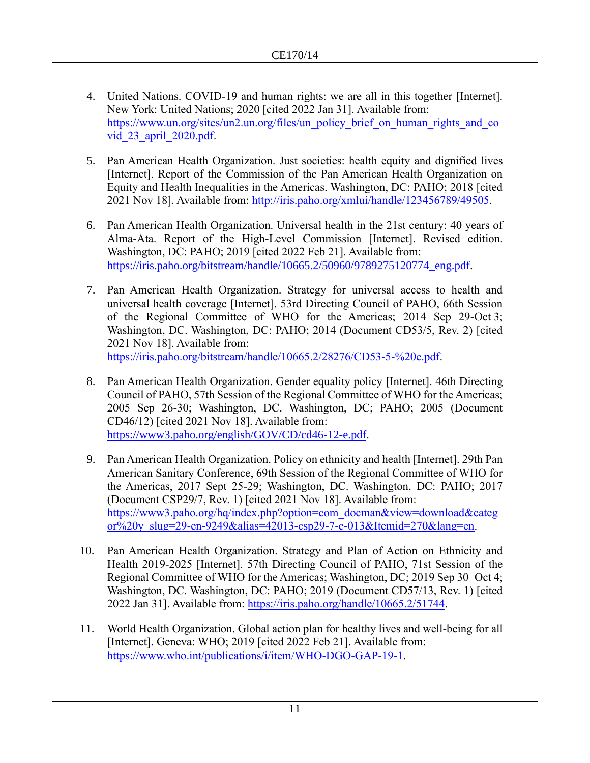4. United Nations. COVID-19 and human rights: we are all in this together [Internet]. New York: United Nations; 2020 [cited 2022 Jan 31]. Available from: https://www.un.org/sites/un2.un.org/files/un_policy_brief_on_human_rights_and_covid_23_april_2020.pdf.

5. Pan American Health Organization. Just societies: health equity and dignified lives [Internet]. Report of the Commission of the Pan American Health Organization on Equity and Health Inequalities in the Americas. Washington, DC: PAHO; 2018 [cited 2021 Nov 18]. Available from: http://iris.paho.org/xmlui/handle/123456789/49505.

6. Pan American Health Organization. Universal health in the 21st century: 40 years of Alma-Ata. Report of the High-Level Commission [Internet]. Revised edition. Washington, DC: PAHO; 2019 [cited 2022 Feb 21]. Available from: https://iris.paho.org/bitstream/handle/10665.2/50960/9789275120774_eng.pdf.

7. Pan American Health Organization. Strategy for universal access to health and universal health coverage [Internet]. 53rd Directing Council of PAHO, 66th Session of the Regional Committee of WHO for the Americas; 2014 Sep 29-Oct 3; Washington, DC. Washington, DC: PAHO; 2014 (Document CD53/5, Rev. 2) [cited 2021 Nov 18]. Available from: https://iris.paho.org/bitstream/handle/10665.2/28276/CD53-5-%20e.pdf.

8. Pan American Health Organization. Gender equality policy [Internet]. 46th Directing Council of PAHO, 57th Session of the Regional Committee of WHO for the Americas; 2005 Sep 26-30; Washington, DC. Washington, DC; PAHO; 2005 (Document CD46/12) [cited 2021 Nov 18]. Available from: https://www3.paho.org/english/GOV/CD/cd46-12-e.pdf.

9. Pan American Health Organization. Policy on ethnicity and health [Internet]. 29th Pan American Sanitary Conference, 69th Session of the Regional Committee of WHO for the Americas, 2017 Sept 25-29; Washington, DC. Washington, DC: PAHO; 2017 (Document CSP29/7, Rev. 1) [cited 2021 Nov 18]. Available from: https://www3.paho.org/hq/index.php?option=com_docman&view=download&categor%20y_slug=29-en-9249&alias=42013-csp29-7-e-013&Itemid=270&lang=en.

10. Pan American Health Organization. Strategy and Plan of Action on Ethnicity and Health 2019-2025 [Internet]. 57th Directing Council of PAHO, 71st Session of the Regional Committee of WHO for the Americas; Washington, DC; 2019 Sep 30–Oct 4; Washington, DC. Washington, DC: PAHO; 2019 (Document CD57/13, Rev. 1) [cited 2022 Jan 31]. Available from: https://iris.paho.org/handle/10665.2/51744.

11. World Health Organization. Global action plan for healthy lives and well-being for all [Internet]. Geneva: WHO; 2019 [cited 2022 Feb 21]. Available from: https://www.who.int/publications/i/item/WHO-DGO-GAP-19-1.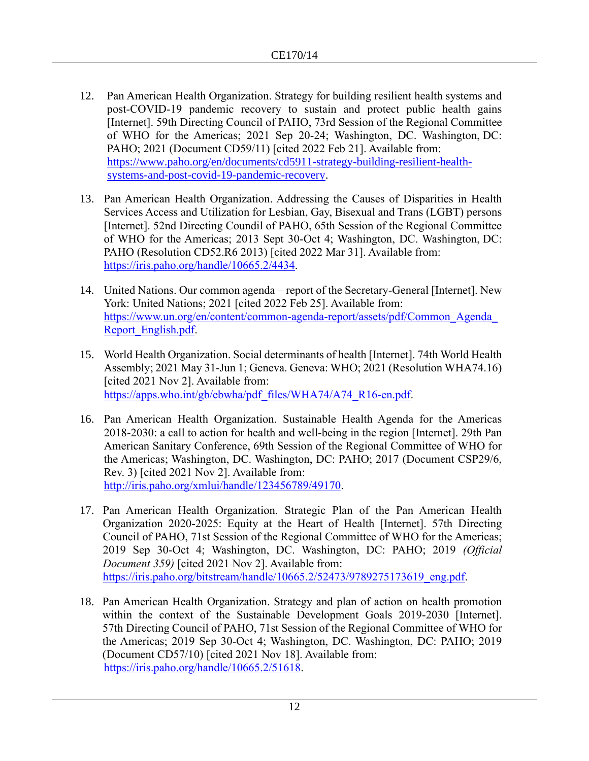12. Pan American Health Organization. Strategy for building resilient health systems and post-COVID-19 pandemic recovery to sustain and protect public health gains [Internet]. 59th Directing Council of PAHO, 73rd Session of the Regional Committee of WHO for the Americas; 2021 Sep 20-24; Washington, DC. Washington, DC: PAHO; 2021 (Document CD59/11) [cited 2022 Feb 21]. Available from: https://www.paho.org/en/documents/cd5911-strategy-building-resilient-health-systems-and-post-covid-19-pandemic-recovery.

13. Pan American Health Organization. Addressing the Causes of Disparities in Health Services Access and Utilization for Lesbian, Gay, Bisexual and Trans (LGBT) persons [Internet]. 52nd Directing Coundil of PAHO, 65th Session of the Regional Committee of WHO for the Americas; 2013 Sept 30-Oct 4; Washington, DC. Washington, DC: PAHO (Resolution CD52.R6 2013) [cited 2022 Mar 31]. Available from: https://iris.paho.org/handle/10665.2/4434.

14. United Nations. Our common agenda – report of the Secretary-General [Internet]. New York: United Nations; 2021 [cited 2022 Feb 25]. Available from: https://www.un.org/en/content/common-agenda-report/assets/pdf/Common_Agenda_Report_English.pdf.

15. World Health Organization. Social determinants of health [Internet]. 74th World Health Assembly; 2021 May 31-Jun 1; Geneva. Geneva: WHO; 2021 (Resolution WHA74.16) [cited 2021 Nov 2]. Available from: https://apps.who.int/gb/ebwha/pdf_files/WHA74/A74_R16-en.pdf.

16. Pan American Health Organization. Sustainable Health Agenda for the Americas 2018-2030: a call to action for health and well-being in the region [Internet]. 29th Pan American Sanitary Conference, 69th Session of the Regional Committee of WHO for the Americas; Washington, DC. Washington, DC: PAHO; 2017 (Document CSP29/6, Rev. 3) [cited 2021 Nov 2]. Available from: http://iris.paho.org/xmlui/handle/123456789/49170.

17. Pan American Health Organization. Strategic Plan of the Pan American Health Organization 2020-2025: Equity at the Heart of Health [Internet]. 57th Directing Council of PAHO, 71st Session of the Regional Committee of WHO for the Americas; 2019 Sep 30-Oct 4; Washington, DC. Washington, DC: PAHO; 2019 *(Official Document 359)* [cited 2021 Nov 2]. Available from: https://iris.paho.org/bitstream/handle/10665.2/52473/9789275173619_eng.pdf.

18. Pan American Health Organization. Strategy and plan of action on health promotion within the context of the Sustainable Development Goals 2019-2030 [Internet]. 57th Directing Council of PAHO, 71st Session of the Regional Committee of WHO for the Americas; 2019 Sep 30-Oct 4; Washington, DC. Washington, DC: PAHO; 2019 (Document CD57/10) [cited 2021 Nov 18]. Available from: https://iris.paho.org/handle/10665.2/51618.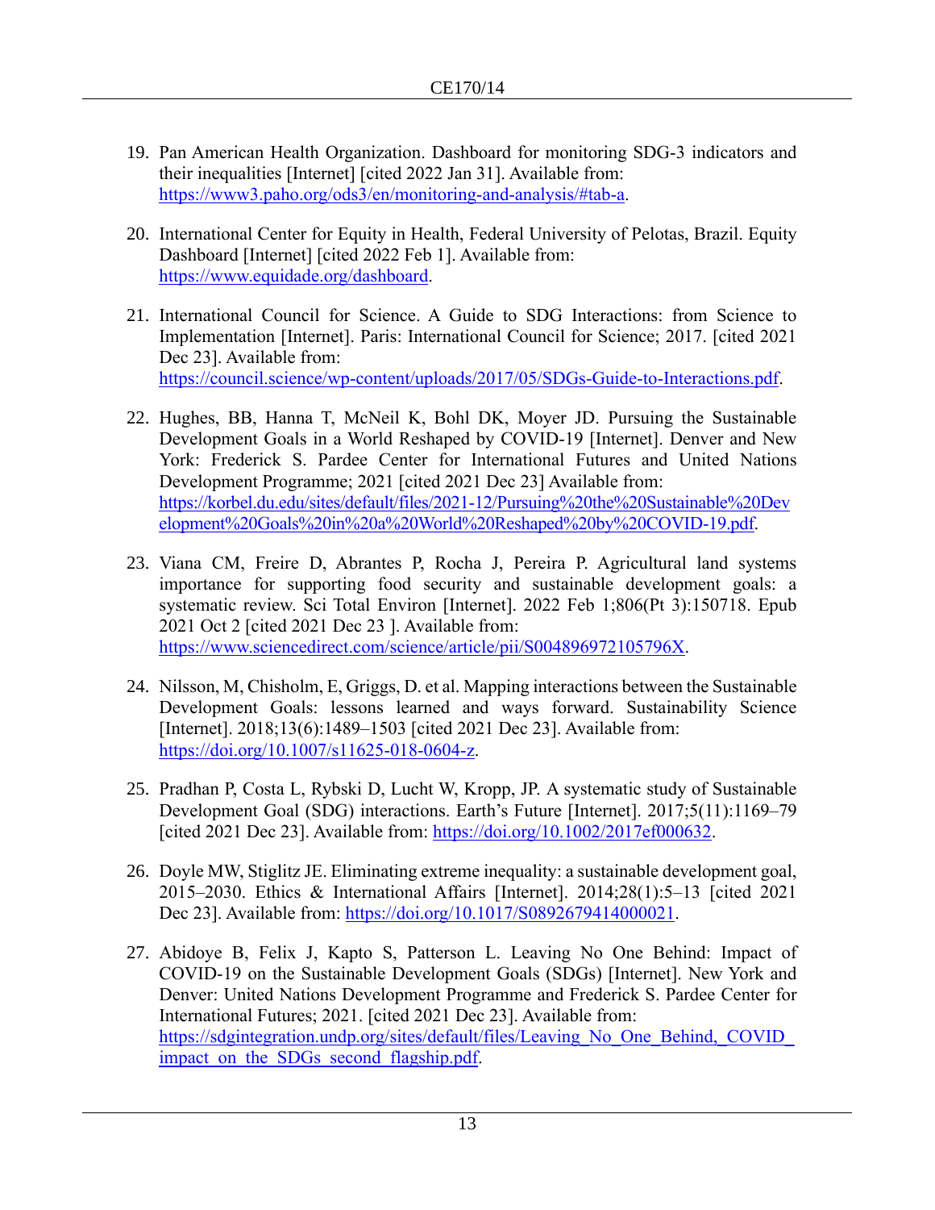19. Pan American Health Organization. Dashboard for monitoring SDG-3 indicators and their inequalities [Internet] [cited 2022 Jan 31]. Available from: https://www3.paho.org/ods3/en/monitoring-and-analysis/#tab-a.

20. International Center for Equity in Health, Federal University of Pelotas, Brazil. Equity Dashboard [Internet] [cited 2022 Feb 1]. Available from: https://www.equidade.org/dashboard.

21. International Council for Science. A Guide to SDG Interactions: from Science to Implementation [Internet]. Paris: International Council for Science; 2017. [cited 2021 Dec 23]. Available from: https://council.science/wp-content/uploads/2017/05/SDGs-Guide-to-Interactions.pdf.

22. Hughes, BB, Hanna T, McNeil K, Bohl DK, Moyer JD. Pursuing the Sustainable Development Goals in a World Reshaped by COVID-19 [Internet]. Denver and New York: Frederick S. Pardee Center for International Futures and United Nations Development Programme; 2021 [cited 2021 Dec 23] Available from: https://korbel.du.edu/sites/default/files/2021-12/Pursuing%20the%20Sustainable%20Development%20Goals%20in%20a%20World%20Reshaped%20by%20COVID-19.pdf.

23. Viana CM, Freire D, Abrantes P, Rocha J, Pereira P. Agricultural land systems importance for supporting food security and sustainable development goals: a systematic review. Sci Total Environ [Internet]. 2022 Feb 1;806(Pt 3):150718. Epub 2021 Oct 2 [cited 2021 Dec 23 ]. Available from: https://www.sciencedirect.com/science/article/pii/S004896972105796X.

24. Nilsson, M, Chisholm, E, Griggs, D. et al. Mapping interactions between the Sustainable Development Goals: lessons learned and ways forward. Sustainability Science [Internet]. 2018;13(6):1489–1503 [cited 2021 Dec 23]. Available from: https://doi.org/10.1007/s11625-018-0604-z.

25. Pradhan P, Costa L, Rybski D, Lucht W, Kropp, JP. A systematic study of Sustainable Development Goal (SDG) interactions. Earth's Future [Internet]. 2017;5(11):1169–79 [cited 2021 Dec 23]. Available from: https://doi.org/10.1002/2017ef000632.

26. Doyle MW, Stiglitz JE. Eliminating extreme inequality: a sustainable development goal, 2015–2030. Ethics & International Affairs [Internet]. 2014;28(1):5–13 [cited 2021 Dec 23]. Available from: https://doi.org/10.1017/S0892679414000021.

27. Abidoye B, Felix J, Kapto S, Patterson L. Leaving No One Behind: Impact of COVID-19 on the Sustainable Development Goals (SDGs) [Internet]. New York and Denver: United Nations Development Programme and Frederick S. Pardee Center for International Futures; 2021. [cited 2021 Dec 23]. Available from: https://sdgintegration.undp.org/sites/default/files/Leaving_No_One_Behind,_COVID_impact_on_the_SDGs_second_flagship.pdf.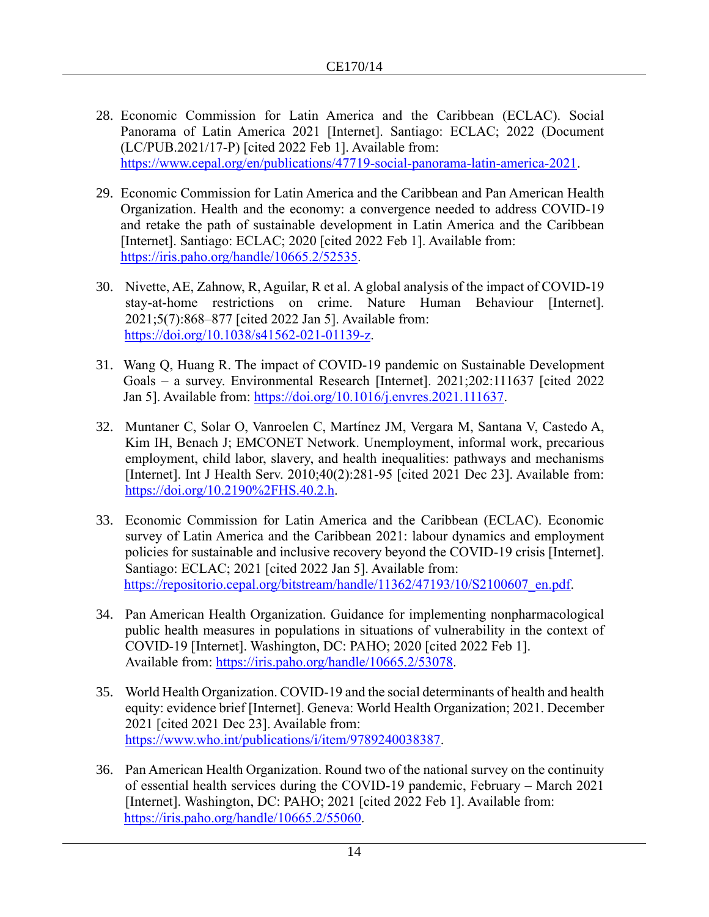28. Economic Commission for Latin America and the Caribbean (ECLAC). Social Panorama of Latin America 2021 [Internet]. Santiago: ECLAC; 2022 (Document (LC/PUB.2021/17-P) [cited 2022 Feb 1]. Available from: https://www.cepal.org/en/publications/47719-social-panorama-latin-america-2021.

29. Economic Commission for Latin America and the Caribbean and Pan American Health Organization. Health and the economy: a convergence needed to address COVID-19 and retake the path of sustainable development in Latin America and the Caribbean [Internet]. Santiago: ECLAC; 2020 [cited 2022 Feb 1]. Available from: https://iris.paho.org/handle/10665.2/52535.

30. Nivette, AE, Zahnow, R, Aguilar, R et al. A global analysis of the impact of COVID-19 stay-at-home restrictions on crime. Nature Human Behaviour [Internet]. 2021;5(7):868–877 [cited 2022 Jan 5]. Available from: https://doi.org/10.1038/s41562-021-01139-z.

31. Wang Q, Huang R. The impact of COVID-19 pandemic on Sustainable Development Goals – a survey. Environmental Research [Internet]. 2021;202:111637 [cited 2022 Jan 5]. Available from: https://doi.org/10.1016/j.envres.2021.111637.

32. Muntaner C, Solar O, Vanroelen C, Martínez JM, Vergara M, Santana V, Castedo A, Kim IH, Benach J; EMCONET Network. Unemployment, informal work, precarious employment, child labor, slavery, and health inequalities: pathways and mechanisms [Internet]. Int J Health Serv. 2010;40(2):281-95 [cited 2021 Dec 23]. Available from: https://doi.org/10.2190%2FHS.40.2.h.

33. Economic Commission for Latin America and the Caribbean (ECLAC). Economic survey of Latin America and the Caribbean 2021: labour dynamics and employment policies for sustainable and inclusive recovery beyond the COVID-19 crisis [Internet]. Santiago: ECLAC; 2021 [cited 2022 Jan 5]. Available from: https://repositorio.cepal.org/bitstream/handle/11362/47193/10/S2100607_en.pdf.

34. Pan American Health Organization. Guidance for implementing nonpharmacological public health measures in populations in situations of vulnerability in the context of COVID-19 [Internet]. Washington, DC: PAHO; 2020 [cited 2022 Feb 1]. Available from: https://iris.paho.org/handle/10665.2/53078.

35. World Health Organization. COVID-19 and the social determinants of health and health equity: evidence brief [Internet]. Geneva: World Health Organization; 2021. December 2021 [cited 2021 Dec 23]. Available from: https://www.who.int/publications/i/item/9789240038387.

36. Pan American Health Organization. Round two of the national survey on the continuity of essential health services during the COVID-19 pandemic, February – March 2021 [Internet]. Washington, DC: PAHO; 2021 [cited 2022 Feb 1]. Available from: https://iris.paho.org/handle/10665.2/55060.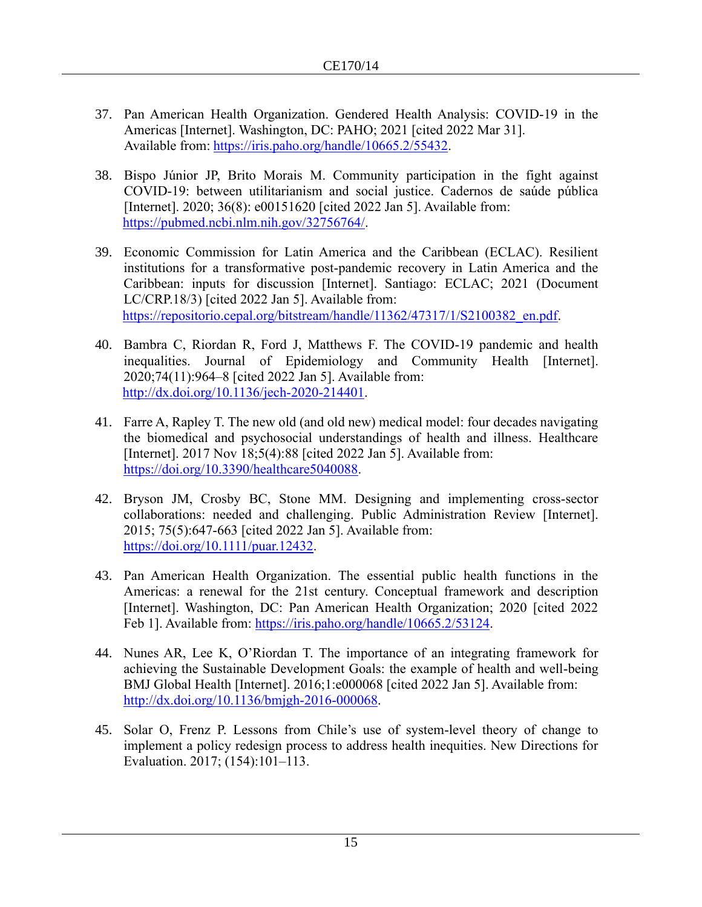37. Pan American Health Organization. Gendered Health Analysis: COVID-19 in the Americas [Internet]. Washington, DC: PAHO; 2021 [cited 2022 Mar 31]. Available from: https://iris.paho.org/handle/10665.2/55432.

38. Bispo Júnior JP, Brito Morais M. Community participation in the fight against COVID-19: between utilitarianism and social justice. Cadernos de saúde pública [Internet]. 2020; 36(8): e00151620 [cited 2022 Jan 5]. Available from: https://pubmed.ncbi.nlm.nih.gov/32756764/.

39. Economic Commission for Latin America and the Caribbean (ECLAC). Resilient institutions for a transformative post-pandemic recovery in Latin America and the Caribbean: inputs for discussion [Internet]. Santiago: ECLAC; 2021 (Document LC/CRP.18/3) [cited 2022 Jan 5]. Available from: https://repositorio.cepal.org/bitstream/handle/11362/47317/1/S2100382_en.pdf.

40. Bambra C, Riordan R, Ford J, Matthews F. The COVID-19 pandemic and health inequalities. Journal of Epidemiology and Community Health [Internet]. 2020;74(11):964–8 [cited 2022 Jan 5]. Available from: http://dx.doi.org/10.1136/jech-2020-214401.

41. Farre A, Rapley T. The new old (and old new) medical model: four decades navigating the biomedical and psychosocial understandings of health and illness. Healthcare [Internet]. 2017 Nov 18;5(4):88 [cited 2022 Jan 5]. Available from: https://doi.org/10.3390/healthcare5040088.

42. Bryson JM, Crosby BC, Stone MM. Designing and implementing cross-sector collaborations: needed and challenging. Public Administration Review [Internet]. 2015; 75(5):647-663 [cited 2022 Jan 5]. Available from: https://doi.org/10.1111/puar.12432.

43. Pan American Health Organization. The essential public health functions in the Americas: a renewal for the 21st century. Conceptual framework and description [Internet]. Washington, DC: Pan American Health Organization; 2020 [cited 2022 Feb 1]. Available from: https://iris.paho.org/handle/10665.2/53124.

44. Nunes AR, Lee K, O'Riordan T. The importance of an integrating framework for achieving the Sustainable Development Goals: the example of health and well-being BMJ Global Health [Internet]. 2016;1:e000068 [cited 2022 Jan 5]. Available from: http://dx.doi.org/10.1136/bmjgh-2016-000068.

45. Solar O, Frenz P. Lessons from Chile's use of system-level theory of change to implement a policy redesign process to address health inequities. New Directions for Evaluation. 2017; (154):101–113.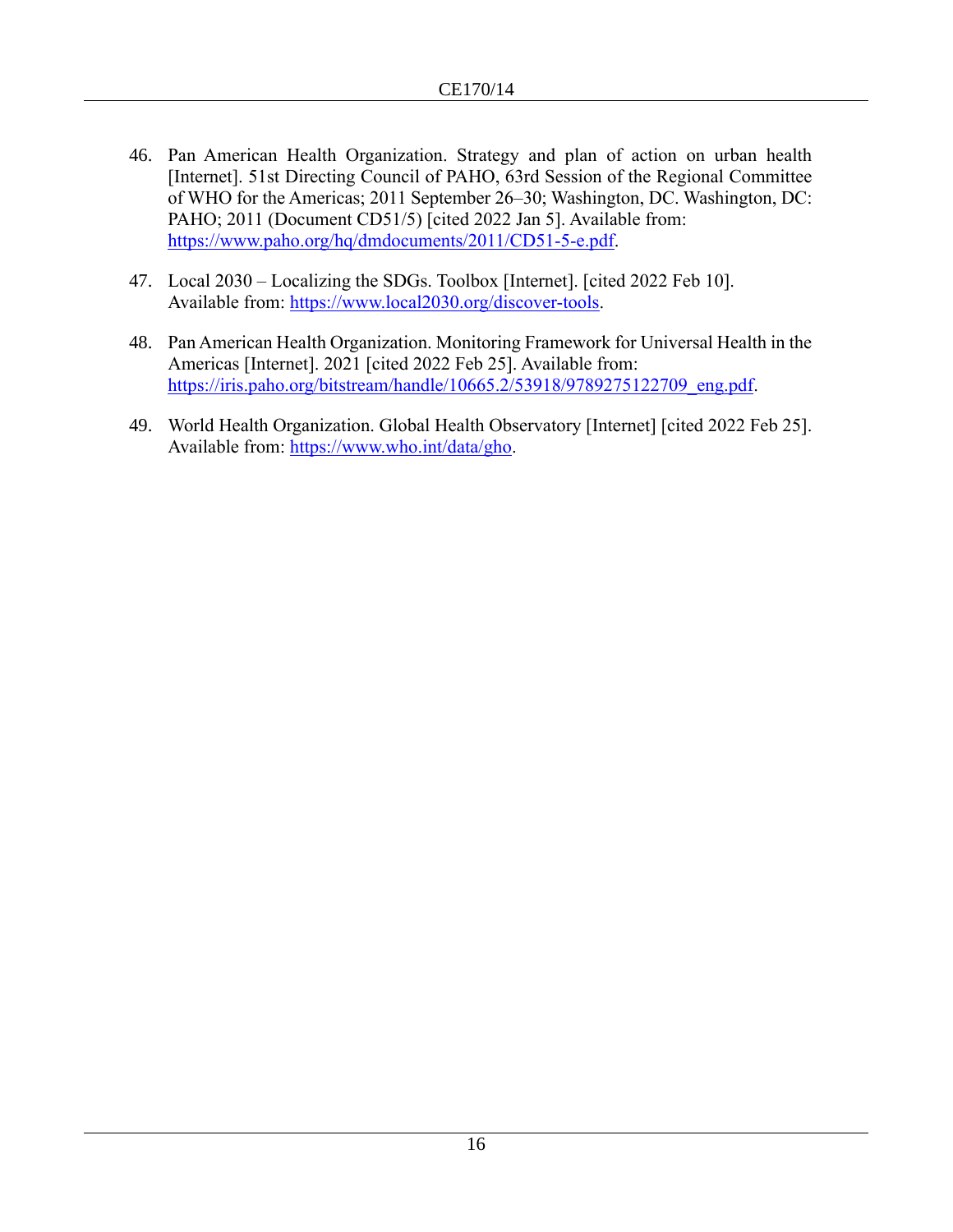46. Pan American Health Organization. Strategy and plan of action on urban health [Internet]. 51st Directing Council of PAHO, 63rd Session of the Regional Committee of WHO for the Americas; 2011 September 26–30; Washington, DC. Washington, DC: PAHO; 2011 (Document CD51/5) [cited 2022 Jan 5]. Available from: https://www.paho.org/hq/dmdocuments/2011/CD51-5-e.pdf.

47. Local 2030 – Localizing the SDGs. Toolbox [Internet]. [cited 2022 Feb 10]. Available from: https://www.local2030.org/discover-tools.

48. Pan American Health Organization. Monitoring Framework for Universal Health in the Americas [Internet]. 2021 [cited 2022 Feb 25]. Available from: https://iris.paho.org/bitstream/handle/10665.2/53918/9789275122709_eng.pdf.

49. World Health Organization. Global Health Observatory [Internet] [cited 2022 Feb 25]. Available from: https://www.who.int/data/gho.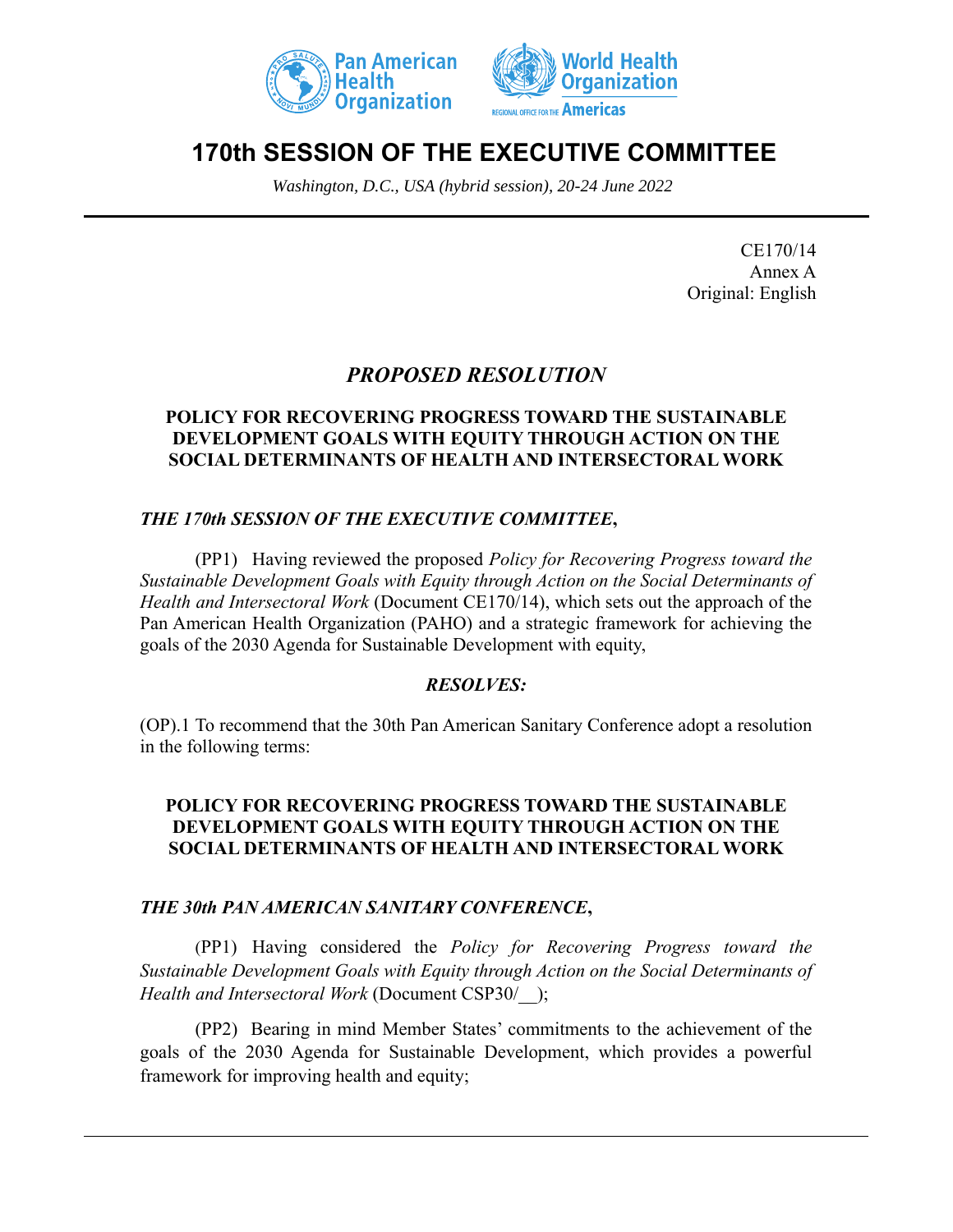# 170th SESSION OF THE EXECUTIVE COMMITTEE

*Washington, D.C., USA (hybrid session), 20-24 June 2022*

CE170/14
Annex A
Original: English

## *PROPOSED RESOLUTION*

### POLICY FOR RECOVERING PROGRESS TOWARD THE SUSTAINABLE DEVELOPMENT GOALS WITH EQUITY THROUGH ACTION ON THE SOCIAL DETERMINANTS OF HEALTH AND INTERSECTORAL WORK

***THE 170th SESSION OF THE EXECUTIVE COMMITTEE,***

(PP1) Having reviewed the proposed *Policy for Recovering Progress toward the Sustainable Development Goals with Equity through Action on the Social Determinants of Health and Intersectoral Work* (Document CE170/14), which sets out the approach of the Pan American Health Organization (PAHO) and a strategic framework for achieving the goals of the 2030 Agenda for Sustainable Development with equity,

***RESOLVES:***

(OP).1 To recommend that the 30th Pan American Sanitary Conference adopt a resolution in the following terms:

### POLICY FOR RECOVERING PROGRESS TOWARD THE SUSTAINABLE DEVELOPMENT GOALS WITH EQUITY THROUGH ACTION ON THE SOCIAL DETERMINANTS OF HEALTH AND INTERSECTORAL WORK

***THE 30th PAN AMERICAN SANITARY CONFERENCE,***

(PP1) Having considered the *Policy for Recovering Progress toward the Sustainable Development Goals with Equity through Action on the Social Determinants of Health and Intersectoral Work* (Document CSP30/__);

(PP2) Bearing in mind Member States' commitments to the achievement of the goals of the 2030 Agenda for Sustainable Development, which provides a powerful framework for improving health and equity;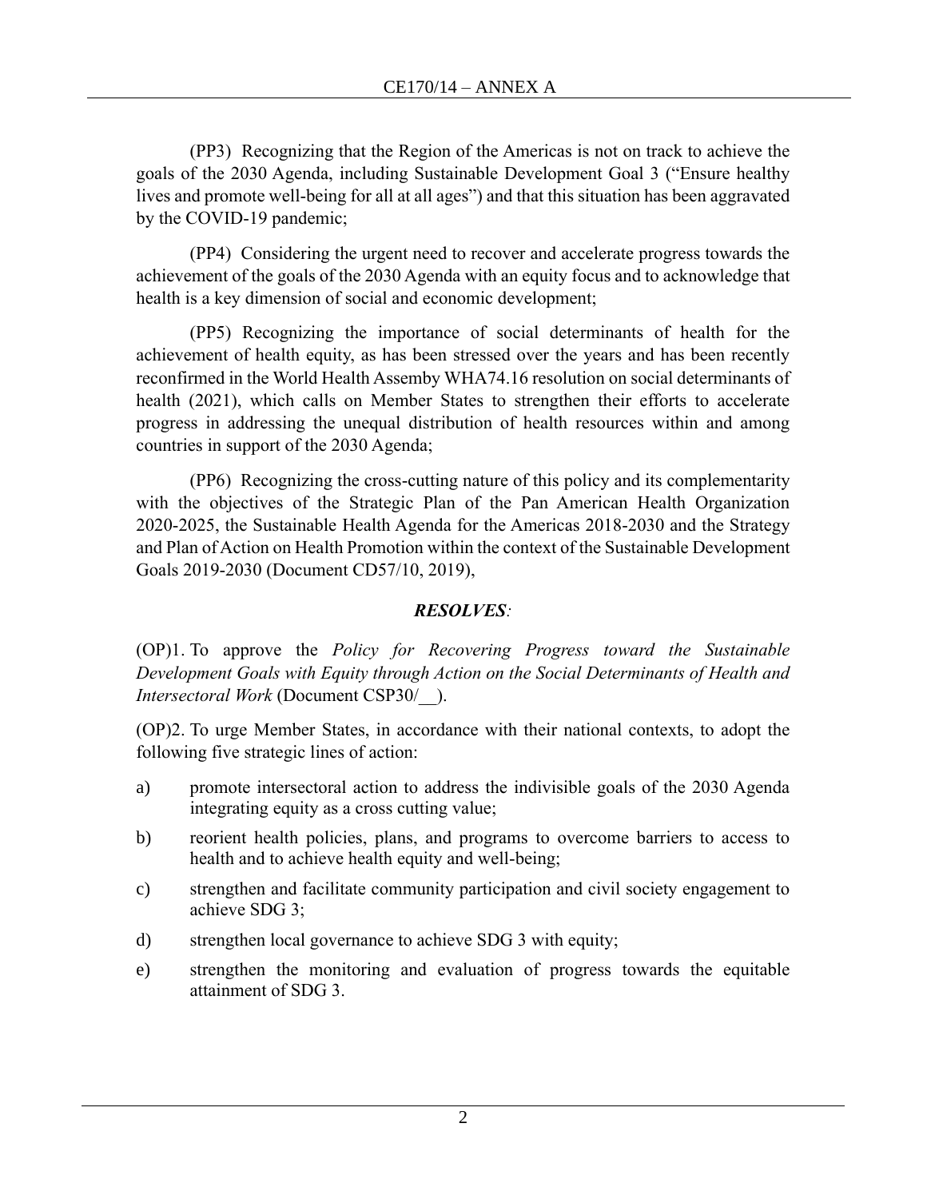(PP3) Recognizing that the Region of the Americas is not on track to achieve the goals of the 2030 Agenda, including Sustainable Development Goal 3 ("Ensure healthy lives and promote well-being for all at all ages") and that this situation has been aggravated by the COVID-19 pandemic;

(PP4) Considering the urgent need to recover and accelerate progress towards the achievement of the goals of the 2030 Agenda with an equity focus and to acknowledge that health is a key dimension of social and economic development;

(PP5) Recognizing the importance of social determinants of health for the achievement of health equity, as has been stressed over the years and has been recently reconfirmed in the World Health Assemby WHA74.16 resolution on social determinants of health (2021), which calls on Member States to strengthen their efforts to accelerate progress in addressing the unequal distribution of health resources within and among countries in support of the 2030 Agenda;

(PP6) Recognizing the cross-cutting nature of this policy and its complementarity with the objectives of the Strategic Plan of the Pan American Health Organization 2020-2025, the Sustainable Health Agenda for the Americas 2018-2030 and the Strategy and Plan of Action on Health Promotion within the context of the Sustainable Development Goals 2019-2030 (Document CD57/10, 2019),

***RESOLVES:***

(OP)1. To approve the *Policy for Recovering Progress toward the Sustainable Development Goals with Equity through Action on the Social Determinants of Health and Intersectoral Work* (Document CSP30/__).

(OP)2. To urge Member States, in accordance with their national contexts, to adopt the following five strategic lines of action:

a) promote intersectoral action to address the indivisible goals of the 2030 Agenda integrating equity as a cross cutting value;

b) reorient health policies, plans, and programs to overcome barriers to access to health and to achieve health equity and well-being;

c) strengthen and facilitate community participation and civil society engagement to achieve SDG 3;

d) strengthen local governance to achieve SDG 3 with equity;

e) strengthen the monitoring and evaluation of progress towards the equitable attainment of SDG 3.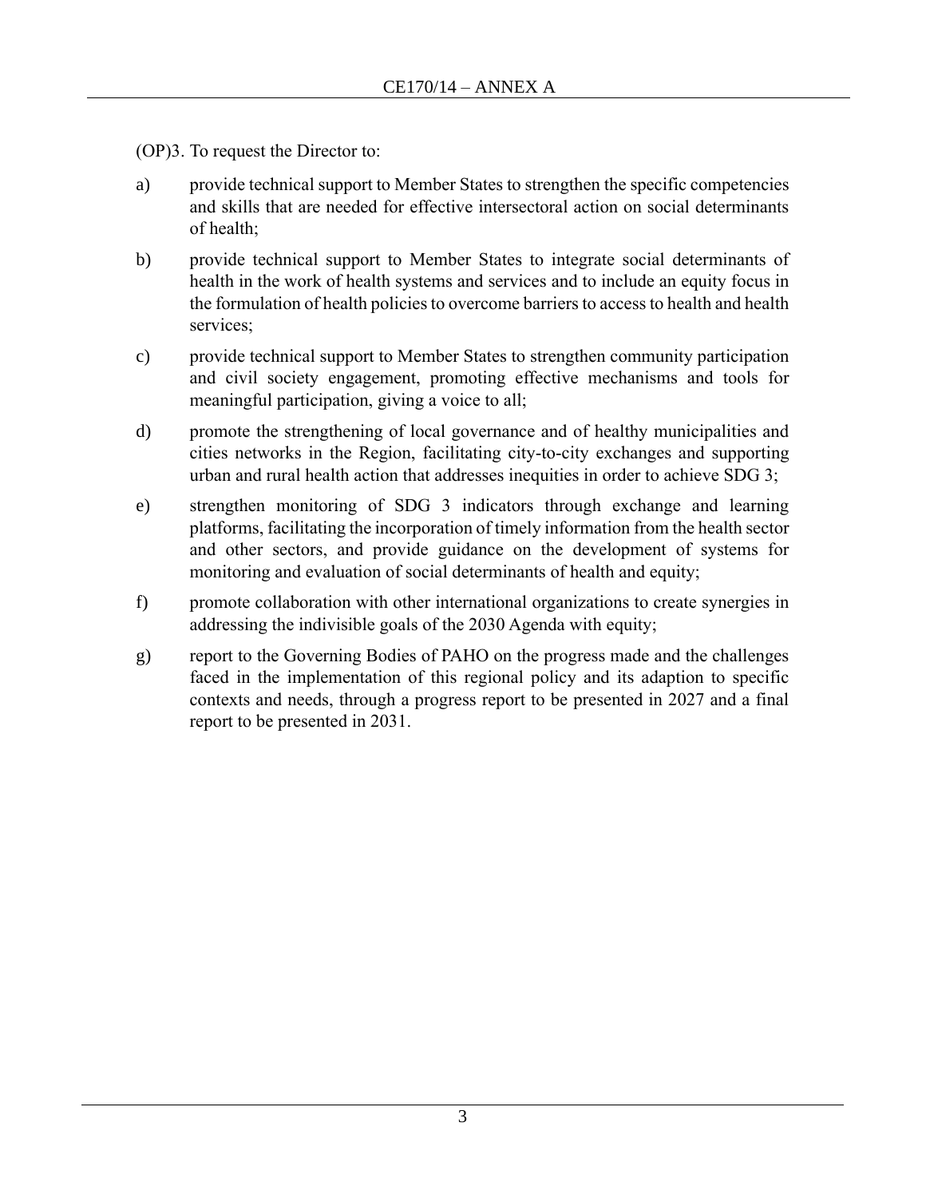(OP)3. To request the Director to:

a) provide technical support to Member States to strengthen the specific competencies and skills that are needed for effective intersectoral action on social determinants of health;

b) provide technical support to Member States to integrate social determinants of health in the work of health systems and services and to include an equity focus in the formulation of health policies to overcome barriers to access to health and health services;

c) provide technical support to Member States to strengthen community participation and civil society engagement, promoting effective mechanisms and tools for meaningful participation, giving a voice to all;

d) promote the strengthening of local governance and of healthy municipalities and cities networks in the Region, facilitating city-to-city exchanges and supporting urban and rural health action that addresses inequities in order to achieve SDG 3;

e) strengthen monitoring of SDG 3 indicators through exchange and learning platforms, facilitating the incorporation of timely information from the health sector and other sectors, and provide guidance on the development of systems for monitoring and evaluation of social determinants of health and equity;

f) promote collaboration with other international organizations to create synergies in addressing the indivisible goals of the 2030 Agenda with equity;

g) report to the Governing Bodies of PAHO on the progress made and the challenges faced in the implementation of this regional policy and its adaption to specific contexts and needs, through a progress report to be presented in 2027 and a final report to be presented in 2031.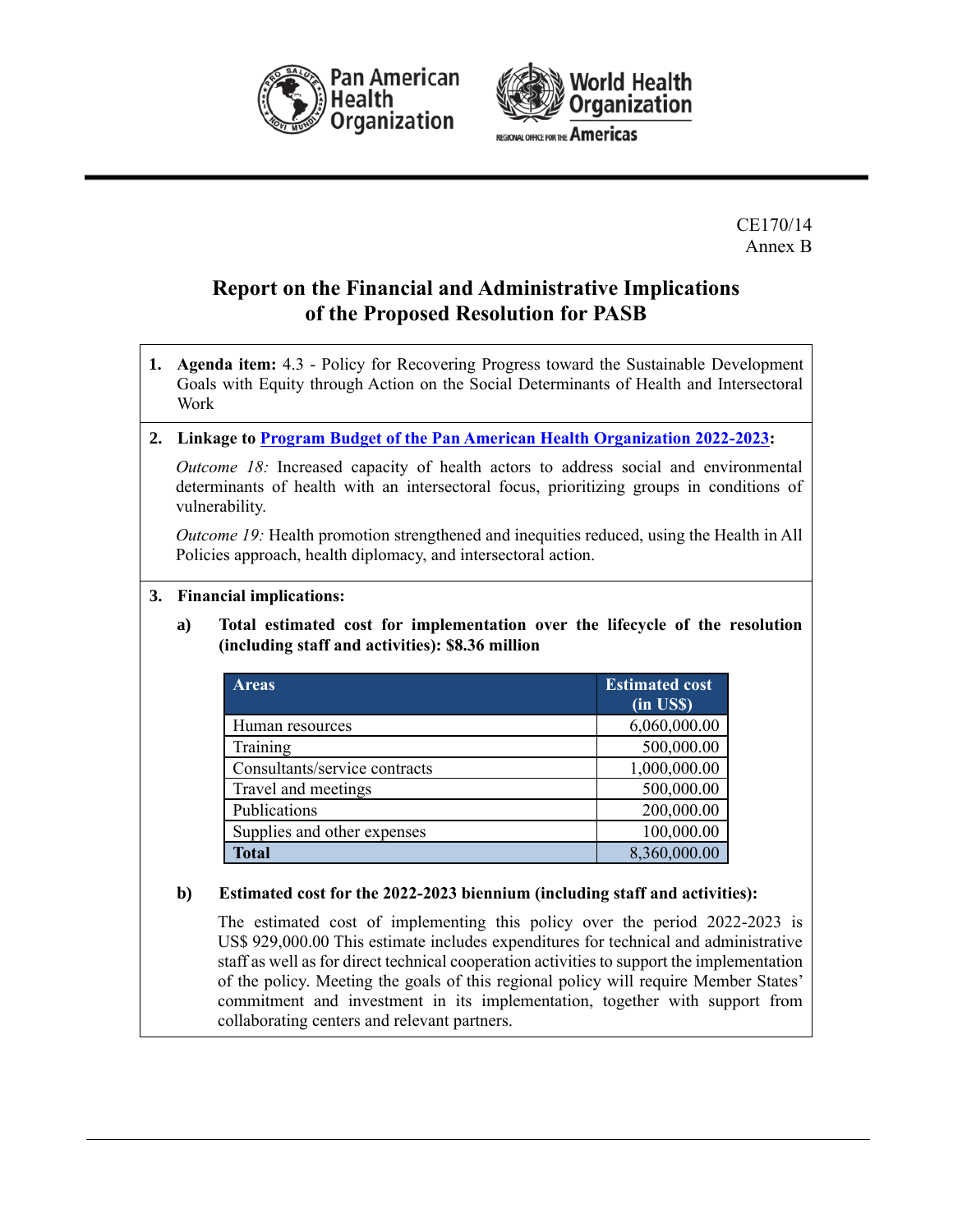CE170/14
Annex B

# Report on the Financial and Administrative Implications of the Proposed Resolution for PASB

**1. Agenda item:** 4.3 - Policy for Recovering Progress toward the Sustainable Development Goals with Equity through Action on the Social Determinants of Health and Intersectoral Work

**2. Linkage to Program Budget of the Pan American Health Organization 2022-2023:**

*Outcome 18:* Increased capacity of health actors to address social and environmental determinants of health with an intersectoral focus, prioritizing groups in conditions of vulnerability.

*Outcome 19:* Health promotion strengthened and inequities reduced, using the Health in All Policies approach, health diplomacy, and intersectoral action.

**3. Financial implications:**

**a) Total estimated cost for implementation over the lifecycle of the resolution (including staff and activities): $8.36 million**

| Areas | Estimated cost (in US$) |
|---|---|
| Human resources | 6,060,000.00 |
| Training | 500,000.00 |
| Consultants/service contracts | 1,000,000.00 |
| Travel and meetings | 500,000.00 |
| Publications | 200,000.00 |
| Supplies and other expenses | 100,000.00 |
| **Total** | 8,360,000.00 |

**b) Estimated cost for the 2022-2023 biennium (including staff and activities):**

The estimated cost of implementing this policy over the period 2022-2023 is US$ 929,000.00 This estimate includes expenditures for technical and administrative staff as well as for direct technical cooperation activities to support the implementation of the policy. Meeting the goals of this regional policy will require Member States' commitment and investment in its implementation, together with support from collaborating centers and relevant partners.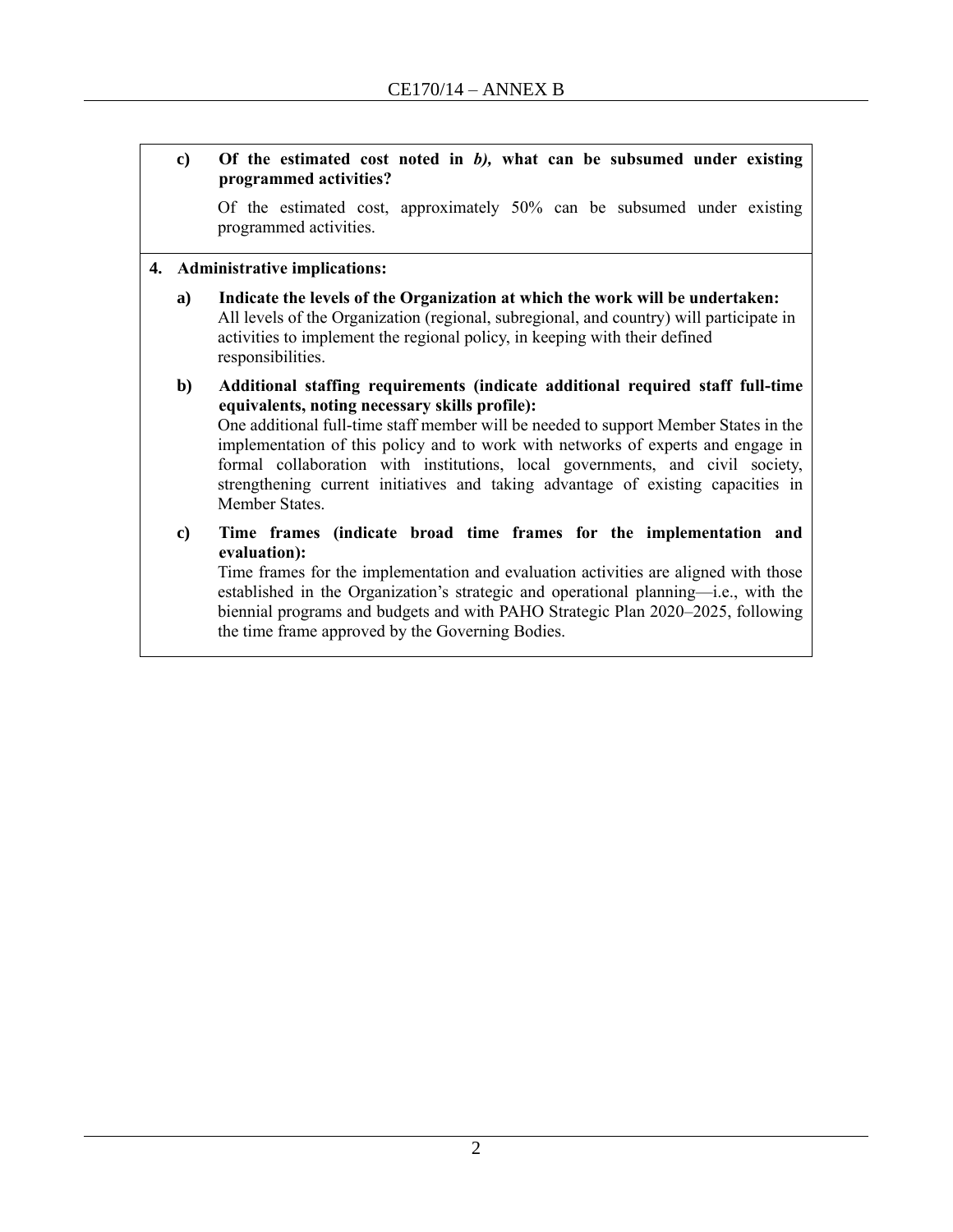**c) Of the estimated cost noted in *b)*, what can be subsumed under existing programmed activities?**

Of the estimated cost, approximately 50% can be subsumed under existing programmed activities.

**4. Administrative implications:**

**a) Indicate the levels of the Organization at which the work will be undertaken:**
All levels of the Organization (regional, subregional, and country) will participate in activities to implement the regional policy, in keeping with their defined responsibilities.

**b) Additional staffing requirements (indicate additional required staff full-time equivalents, noting necessary skills profile):**
One additional full-time staff member will be needed to support Member States in the implementation of this policy and to work with networks of experts and engage in formal collaboration with institutions, local governments, and civil society, strengthening current initiatives and taking advantage of existing capacities in Member States.

**c) Time frames (indicate broad time frames for the implementation and evaluation):**
Time frames for the implementation and evaluation activities are aligned with those established in the Organization's strategic and operational planning—i.e., with the biennial programs and budgets and with PAHO Strategic Plan 2020–2025, following the time frame approved by the Governing Bodies.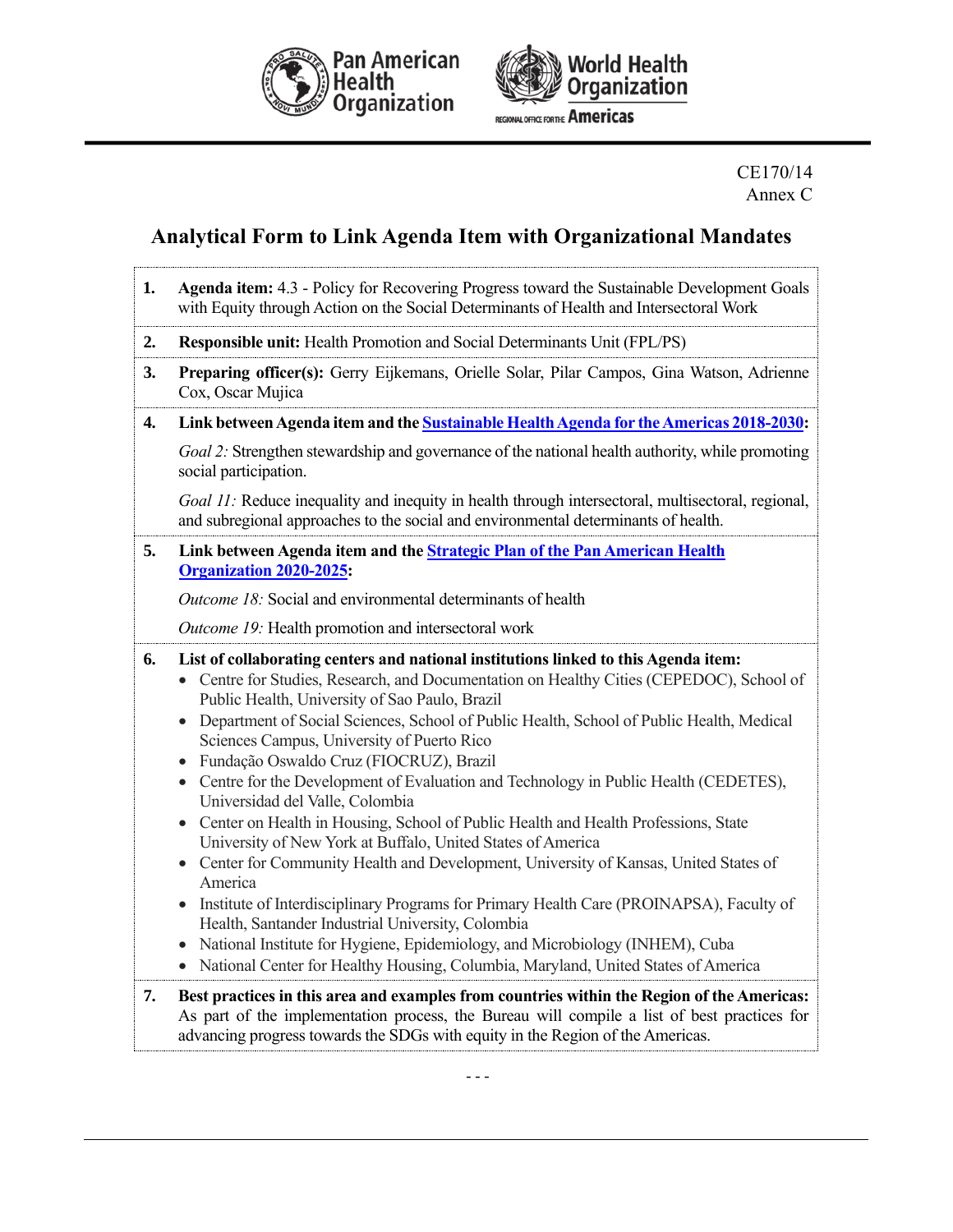CE170/14
Annex C

# Analytical Form to Link Agenda Item with Organizational Mandates

**1. Agenda item:** 4.3 - Policy for Recovering Progress toward the Sustainable Development Goals with Equity through Action on the Social Determinants of Health and Intersectoral Work

**2. Responsible unit:** Health Promotion and Social Determinants Unit (FPL/PS)

**3. Preparing officer(s):** Gerry Eijkemans, Orielle Solar, Pilar Campos, Gina Watson, Adrienne Cox, Oscar Mujica

**4. Link between Agenda item and the Sustainable Health Agenda for the Americas 2018-2030:**

*Goal 2:* Strengthen stewardship and governance of the national health authority, while promoting social participation.

*Goal 11:* Reduce inequality and inequity in health through intersectoral, multisectoral, regional, and subregional approaches to the social and environmental determinants of health.

**5. Link between Agenda item and the Strategic Plan of the Pan American Health Organization 2020-2025:**

*Outcome 18:* Social and environmental determinants of health

*Outcome 19:* Health promotion and intersectoral work

**6. List of collaborating centers and national institutions linked to this Agenda item:**

- Centre for Studies, Research, and Documentation on Healthy Cities (CEPEDOC), School of Public Health, University of Sao Paulo, Brazil
- Department of Social Sciences, School of Public Health, School of Public Health, Medical Sciences Campus, University of Puerto Rico
- Fundação Oswaldo Cruz (FIOCRUZ), Brazil
- Centre for the Development of Evaluation and Technology in Public Health (CEDETES), Universidad del Valle, Colombia
- Center on Health in Housing, School of Public Health and Health Professions, State University of New York at Buffalo, United States of America
- Center for Community Health and Development, University of Kansas, United States of America
- Institute of Interdisciplinary Programs for Primary Health Care (PROINAPSA), Faculty of Health, Santander Industrial University, Colombia
- National Institute for Hygiene, Epidemiology, and Microbiology (INHEM), Cuba
- National Center for Healthy Housing, Columbia, Maryland, United States of America

**7. Best practices in this area and examples from countries within the Region of the Americas:** As part of the implementation process, the Bureau will compile a list of best practices for advancing progress towards the SDGs with equity in the Region of the Americas.

- - -